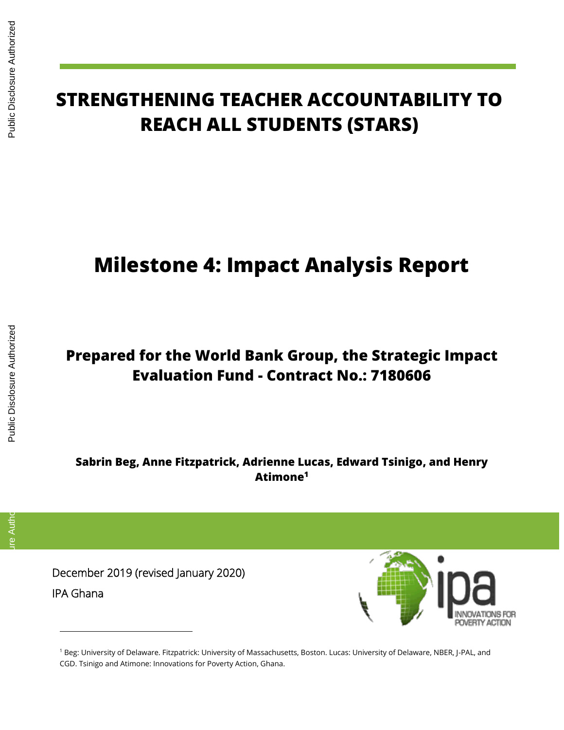# STRENGTHENING TEACHER ACCOUNTABILITY TO REACH ALL STUDENTS (STARS)

# Milestone 4: Impact Analysis Report

## Prepared for the World Bank Group, the Strategic Impact Evaluation Fund - Contract No.: 7180606

**Sabrin Beg, Anne Fitzpatrick, Adrienne Lucas, Edward Tsinigo, and Henry Atimone[1]**

December 2019 (revised January 2020)

IPA Ghana

[1] Beg: University of Delaware. Fitzpatrick: University of Massachusetts, Boston. Lucas: University of Delaware, NBER, J-PAL, and CGD. Tsinigo and Atimone: Innovations for Poverty Action, Ghana.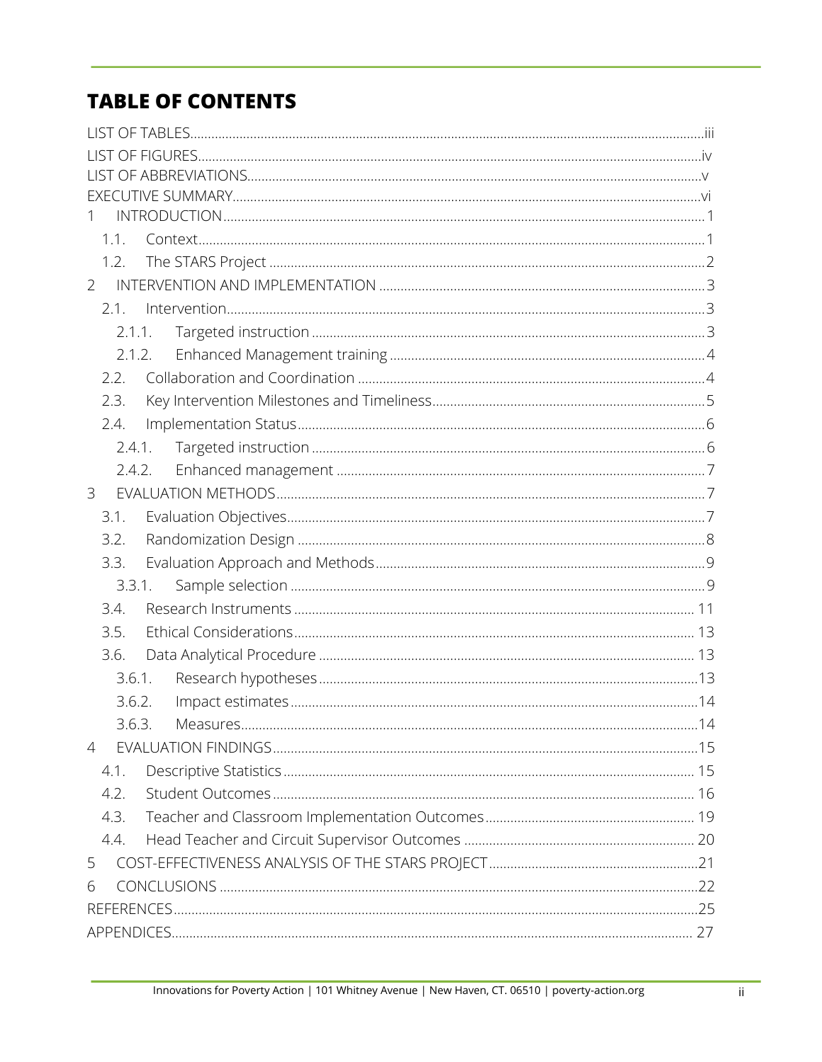# TABLE OF CONTENTS

LIST OF TABLES ..... iii
LIST OF FIGURES ..... iv
LIST OF ABBREVIATIONS ..... v
EXECUTIVE SUMMARY ..... vi
1 INTRODUCTION ..... 1
  1.1. Context ..... 1
  1.2. The STARS Project ..... 2
2 INTERVENTION AND IMPLEMENTATION ..... 3
  2.1. Intervention ..... 3
    2.1.1. Targeted instruction ..... 3
    2.1.2. Enhanced Management training ..... 4
  2.2. Collaboration and Coordination ..... 4
  2.3. Key Intervention Milestones and Timeliness ..... 5
  2.4. Implementation Status ..... 6
    2.4.1. Targeted instruction ..... 6
    2.4.2. Enhanced management ..... 7
3 EVALUATION METHODS ..... 7
  3.1. Evaluation Objectives ..... 7
  3.2. Randomization Design ..... 8
  3.3. Evaluation Approach and Methods ..... 9
    3.3.1. Sample selection ..... 9
  3.4. Research Instruments ..... 11
  3.5. Ethical Considerations ..... 13
  3.6. Data Analytical Procedure ..... 13
    3.6.1. Research hypotheses ..... 13
    3.6.2. Impact estimates ..... 14
    3.6.3. Measures ..... 14
4 EVALUATION FINDINGS ..... 15
  4.1. Descriptive Statistics ..... 15
  4.2. Student Outcomes ..... 16
  4.3. Teacher and Classroom Implementation Outcomes ..... 19
  4.4. Head Teacher and Circuit Supervisor Outcomes ..... 20
5 COST-EFFECTIVENESS ANALYSIS OF THE STARS PROJECT ..... 21
6 CONCLUSIONS ..... 22
REFERENCES ..... 25
APPENDICES ..... 27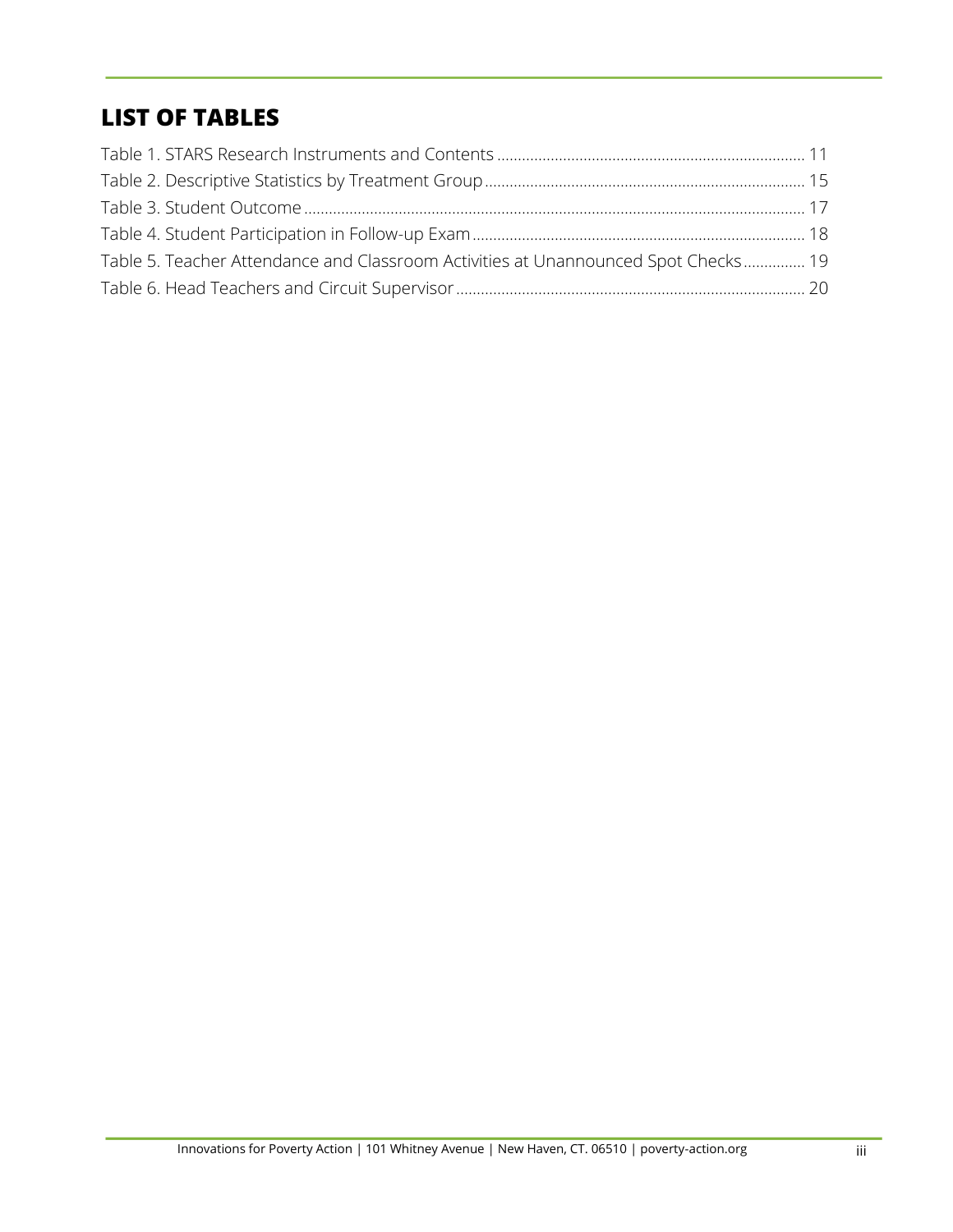# LIST OF TABLES

Table 1. STARS Research Instruments and Contents ........................................................................ 11
Table 2. Descriptive Statistics by Treatment Group ........................................................................ 15
Table 3. Student Outcome ........................................................................................................................ 17
Table 4. Student Participation in Follow-up Exam ............................................................................ 18
Table 5. Teacher Attendance and Classroom Activities at Unannounced Spot Checks .............. 19
Table 6. Head Teachers and Circuit Supervisor ................................................................................ 20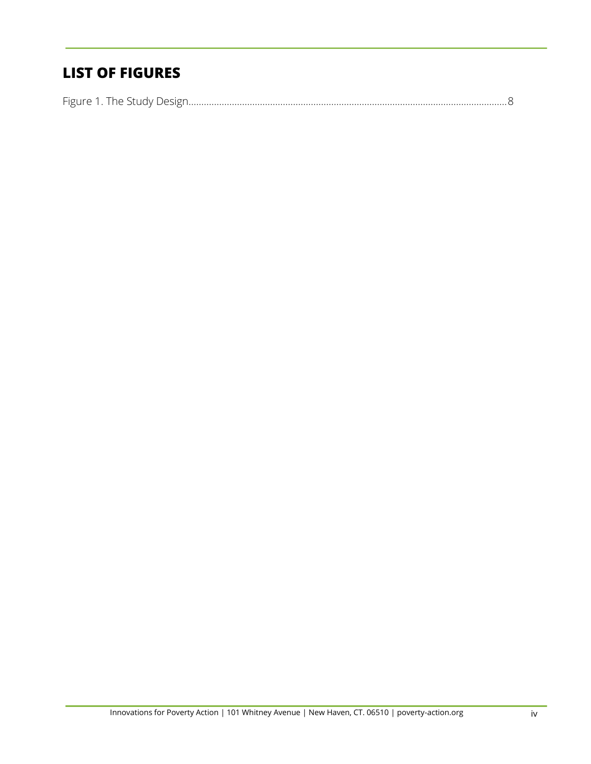# LIST OF FIGURES

Figure 1. The Study Design....................................................................................................................................8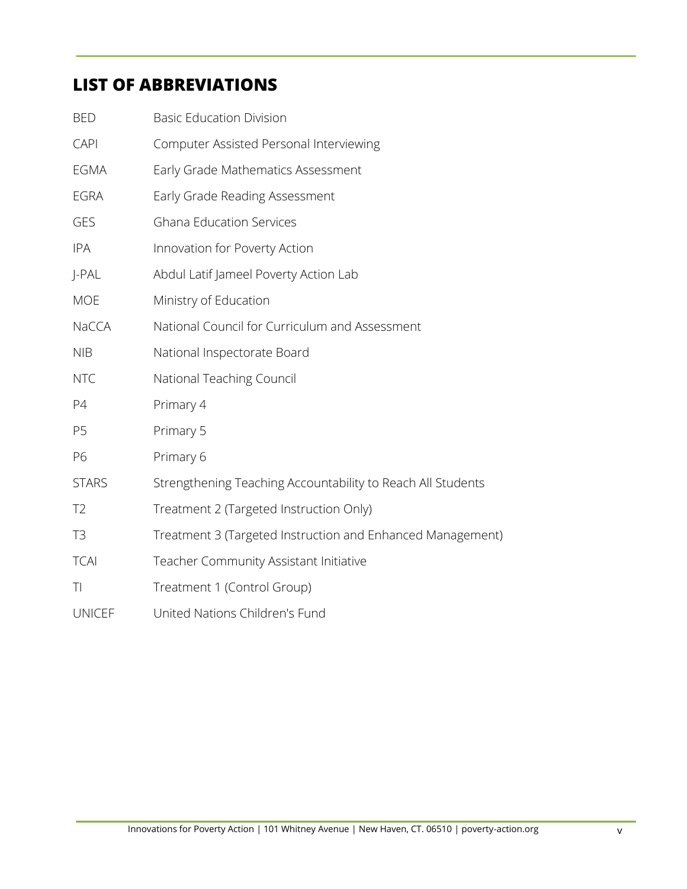## LIST OF ABBREVIATIONS

| | |
|---|---|
| BED | Basic Education Division |
| CAPI | Computer Assisted Personal Interviewing |
| EGMA | Early Grade Mathematics Assessment |
| EGRA | Early Grade Reading Assessment |
| GES | Ghana Education Services |
| IPA | Innovation for Poverty Action |
| J-PAL | Abdul Latif Jameel Poverty Action Lab |
| MOE | Ministry of Education |
| NaCCA | National Council for Curriculum and Assessment |
| NIB | National Inspectorate Board |
| NTC | National Teaching Council |
| P4 | Primary 4 |
| P5 | Primary 5 |
| P6 | Primary 6 |
| STARS | Strengthening Teaching Accountability to Reach All Students |
| T2 | Treatment 2 (Targeted Instruction Only) |
| T3 | Treatment 3 (Targeted Instruction and Enhanced Management) |
| TCAI | Teacher Community Assistant Initiative |
| TI | Treatment 1 (Control Group) |
| UNICEF | United Nations Children's Fund |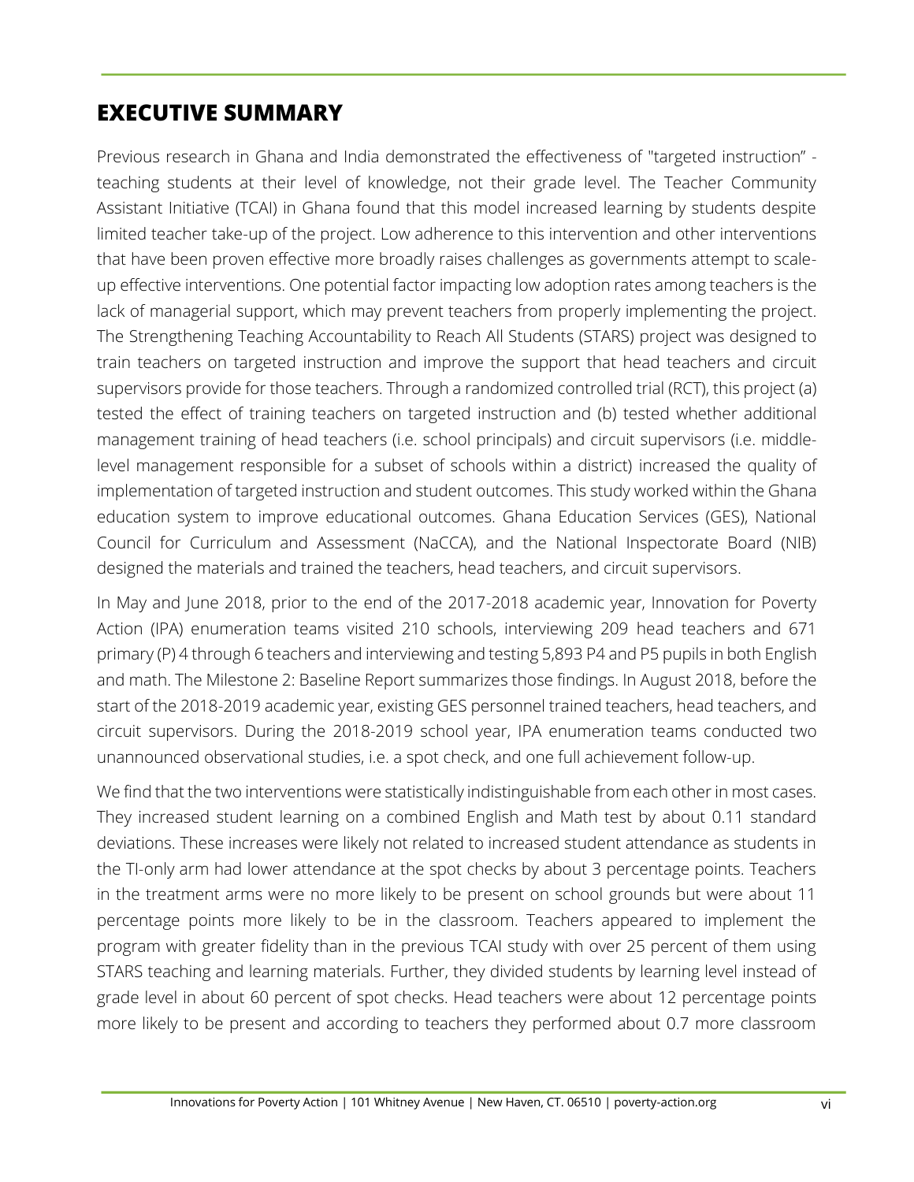## EXECUTIVE SUMMARY

Previous research in Ghana and India demonstrated the effectiveness of "targeted instruction" - teaching students at their level of knowledge, not their grade level. The Teacher Community Assistant Initiative (TCAI) in Ghana found that this model increased learning by students despite limited teacher take-up of the project. Low adherence to this intervention and other interventions that have been proven effective more broadly raises challenges as governments attempt to scale-up effective interventions. One potential factor impacting low adoption rates among teachers is the lack of managerial support, which may prevent teachers from properly implementing the project. The Strengthening Teaching Accountability to Reach All Students (STARS) project was designed to train teachers on targeted instruction and improve the support that head teachers and circuit supervisors provide for those teachers. Through a randomized controlled trial (RCT), this project (a) tested the effect of training teachers on targeted instruction and (b) tested whether additional management training of head teachers (i.e. school principals) and circuit supervisors (i.e. middle-level management responsible for a subset of schools within a district) increased the quality of implementation of targeted instruction and student outcomes. This study worked within the Ghana education system to improve educational outcomes. Ghana Education Services (GES), National Council for Curriculum and Assessment (NaCCA), and the National Inspectorate Board (NIB) designed the materials and trained the teachers, head teachers, and circuit supervisors.

In May and June 2018, prior to the end of the 2017-2018 academic year, Innovation for Poverty Action (IPA) enumeration teams visited 210 schools, interviewing 209 head teachers and 671 primary (P) 4 through 6 teachers and interviewing and testing 5,893 P4 and P5 pupils in both English and math. The Milestone 2: Baseline Report summarizes those findings. In August 2018, before the start of the 2018-2019 academic year, existing GES personnel trained teachers, head teachers, and circuit supervisors. During the 2018-2019 school year, IPA enumeration teams conducted two unannounced observational studies, i.e. a spot check, and one full achievement follow-up.

We find that the two interventions were statistically indistinguishable from each other in most cases. They increased student learning on a combined English and Math test by about 0.11 standard deviations. These increases were likely not related to increased student attendance as students in the TI-only arm had lower attendance at the spot checks by about 3 percentage points. Teachers in the treatment arms were no more likely to be present on school grounds but were about 11 percentage points more likely to be in the classroom. Teachers appeared to implement the program with greater fidelity than in the previous TCAI study with over 25 percent of them using STARS teaching and learning materials. Further, they divided students by learning level instead of grade level in about 60 percent of spot checks. Head teachers were about 12 percentage points more likely to be present and according to teachers they performed about 0.7 more classroom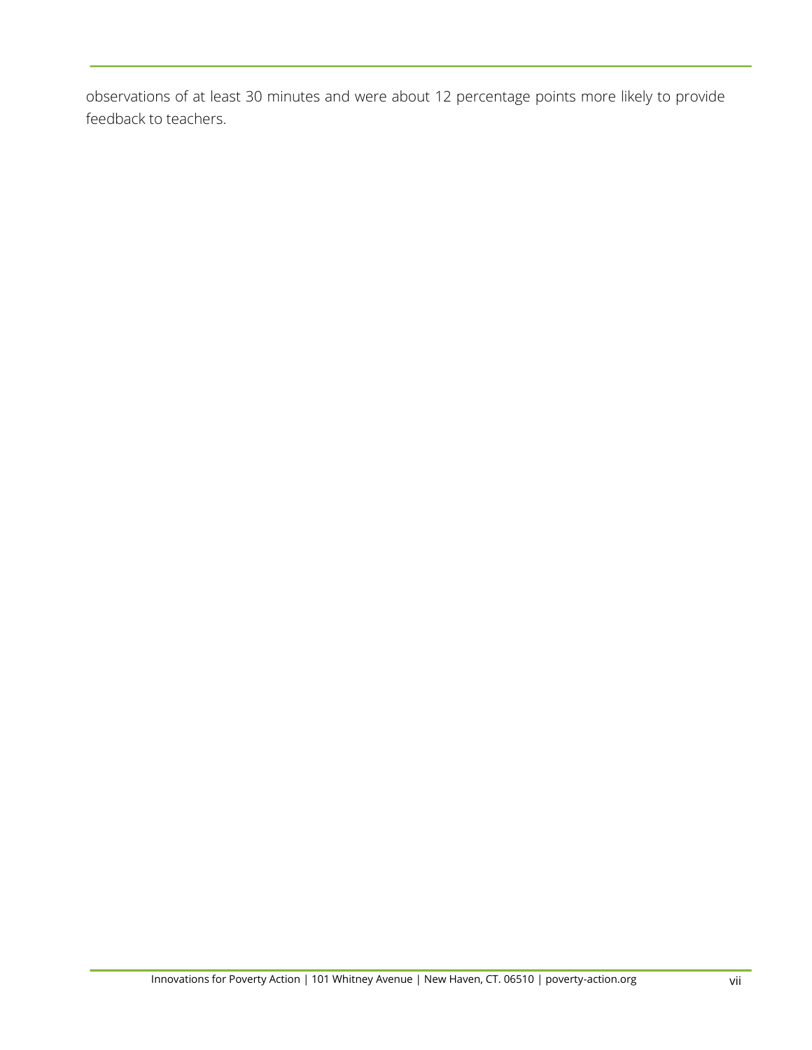observations of at least 30 minutes and were about 12 percentage points more likely to provide feedback to teachers.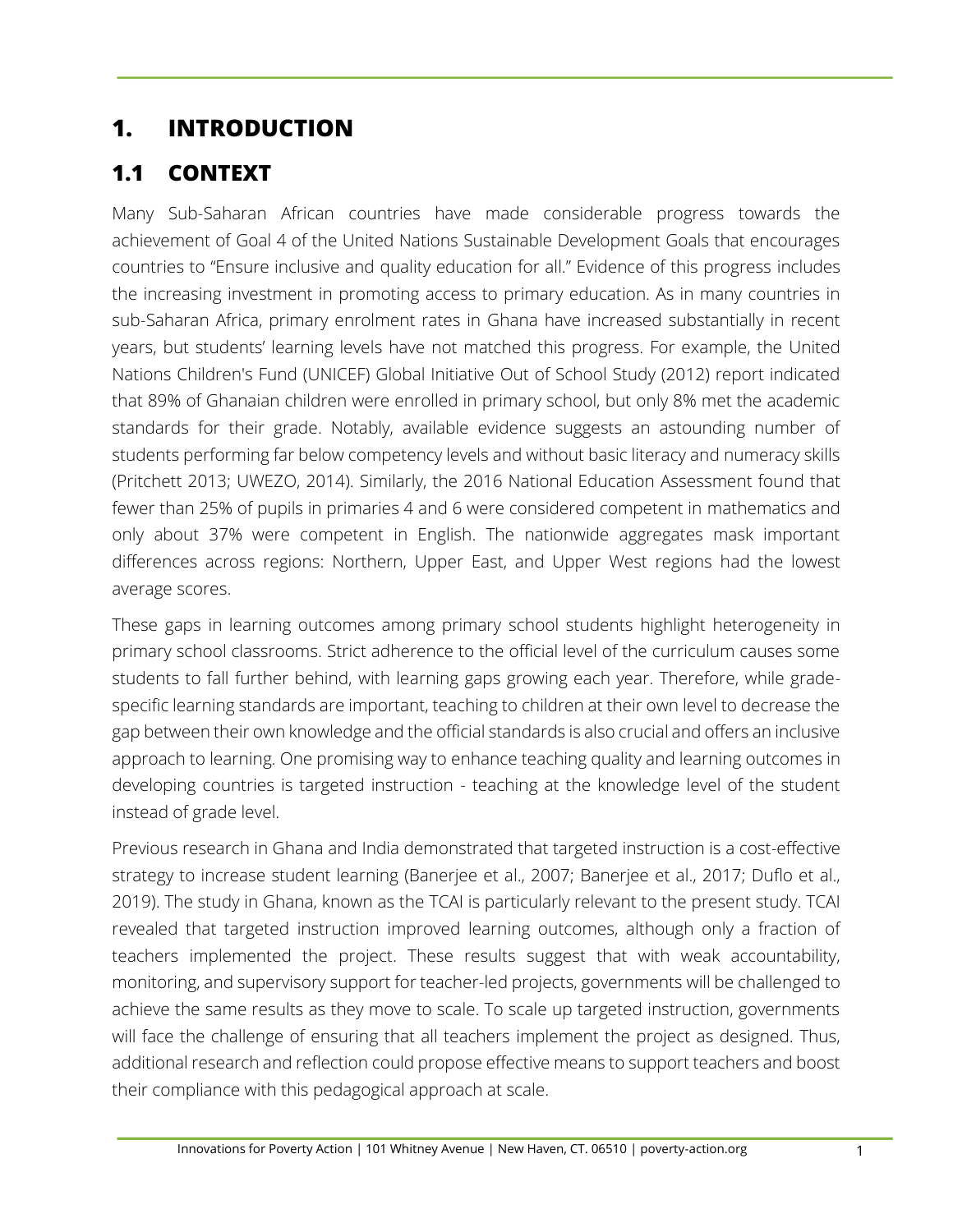# 1. INTRODUCTION

## 1.1 CONTEXT

Many Sub-Saharan African countries have made considerable progress towards the achievement of Goal 4 of the United Nations Sustainable Development Goals that encourages countries to "Ensure inclusive and quality education for all." Evidence of this progress includes the increasing investment in promoting access to primary education. As in many countries in sub-Saharan Africa, primary enrolment rates in Ghana have increased substantially in recent years, but students' learning levels have not matched this progress. For example, the United Nations Children's Fund (UNICEF) Global Initiative Out of School Study (2012) report indicated that 89% of Ghanaian children were enrolled in primary school, but only 8% met the academic standards for their grade. Notably, available evidence suggests an astounding number of students performing far below competency levels and without basic literacy and numeracy skills (Pritchett 2013; UWEZO, 2014). Similarly, the 2016 National Education Assessment found that fewer than 25% of pupils in primaries 4 and 6 were considered competent in mathematics and only about 37% were competent in English. The nationwide aggregates mask important differences across regions: Northern, Upper East, and Upper West regions had the lowest average scores.

These gaps in learning outcomes among primary school students highlight heterogeneity in primary school classrooms. Strict adherence to the official level of the curriculum causes some students to fall further behind, with learning gaps growing each year. Therefore, while grade-specific learning standards are important, teaching to children at their own level to decrease the gap between their own knowledge and the official standards is also crucial and offers an inclusive approach to learning. One promising way to enhance teaching quality and learning outcomes in developing countries is targeted instruction - teaching at the knowledge level of the student instead of grade level.

Previous research in Ghana and India demonstrated that targeted instruction is a cost-effective strategy to increase student learning (Banerjee et al., 2007; Banerjee et al., 2017; Duflo et al., 2019). The study in Ghana, known as the TCAI is particularly relevant to the present study. TCAI revealed that targeted instruction improved learning outcomes, although only a fraction of teachers implemented the project. These results suggest that with weak accountability, monitoring, and supervisory support for teacher-led projects, governments will be challenged to achieve the same results as they move to scale. To scale up targeted instruction, governments will face the challenge of ensuring that all teachers implement the project as designed. Thus, additional research and reflection could propose effective means to support teachers and boost their compliance with this pedagogical approach at scale.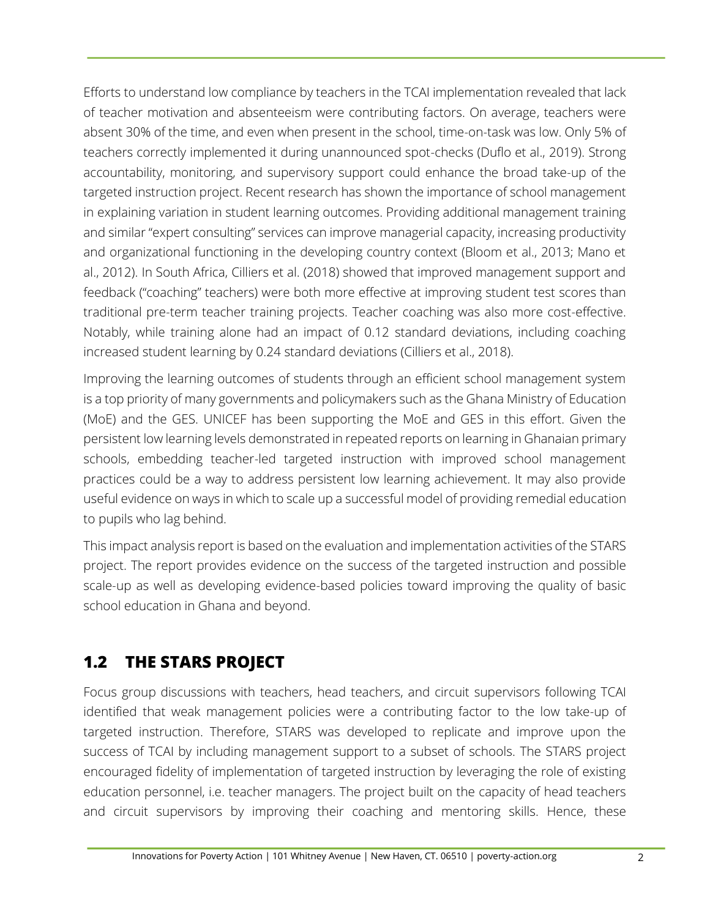Efforts to understand low compliance by teachers in the TCAI implementation revealed that lack of teacher motivation and absenteeism were contributing factors. On average, teachers were absent 30% of the time, and even when present in the school, time-on-task was low. Only 5% of teachers correctly implemented it during unannounced spot-checks (Duflo et al., 2019). Strong accountability, monitoring, and supervisory support could enhance the broad take-up of the targeted instruction project. Recent research has shown the importance of school management in explaining variation in student learning outcomes. Providing additional management training and similar "expert consulting" services can improve managerial capacity, increasing productivity and organizational functioning in the developing country context (Bloom et al., 2013; Mano et al., 2012). In South Africa, Cilliers et al. (2018) showed that improved management support and feedback ("coaching" teachers) were both more effective at improving student test scores than traditional pre-term teacher training projects. Teacher coaching was also more cost-effective. Notably, while training alone had an impact of 0.12 standard deviations, including coaching increased student learning by 0.24 standard deviations (Cilliers et al., 2018).

Improving the learning outcomes of students through an efficient school management system is a top priority of many governments and policymakers such as the Ghana Ministry of Education (MoE) and the GES. UNICEF has been supporting the MoE and GES in this effort. Given the persistent low learning levels demonstrated in repeated reports on learning in Ghanaian primary schools, embedding teacher-led targeted instruction with improved school management practices could be a way to address persistent low learning achievement. It may also provide useful evidence on ways in which to scale up a successful model of providing remedial education to pupils who lag behind.

This impact analysis report is based on the evaluation and implementation activities of the STARS project. The report provides evidence on the success of the targeted instruction and possible scale-up as well as developing evidence-based policies toward improving the quality of basic school education in Ghana and beyond.

## 1.2 THE STARS PROJECT

Focus group discussions with teachers, head teachers, and circuit supervisors following TCAI identified that weak management policies were a contributing factor to the low take-up of targeted instruction. Therefore, STARS was developed to replicate and improve upon the success of TCAI by including management support to a subset of schools. The STARS project encouraged fidelity of implementation of targeted instruction by leveraging the role of existing education personnel, i.e. teacher managers. The project built on the capacity of head teachers and circuit supervisors by improving their coaching and mentoring skills. Hence, these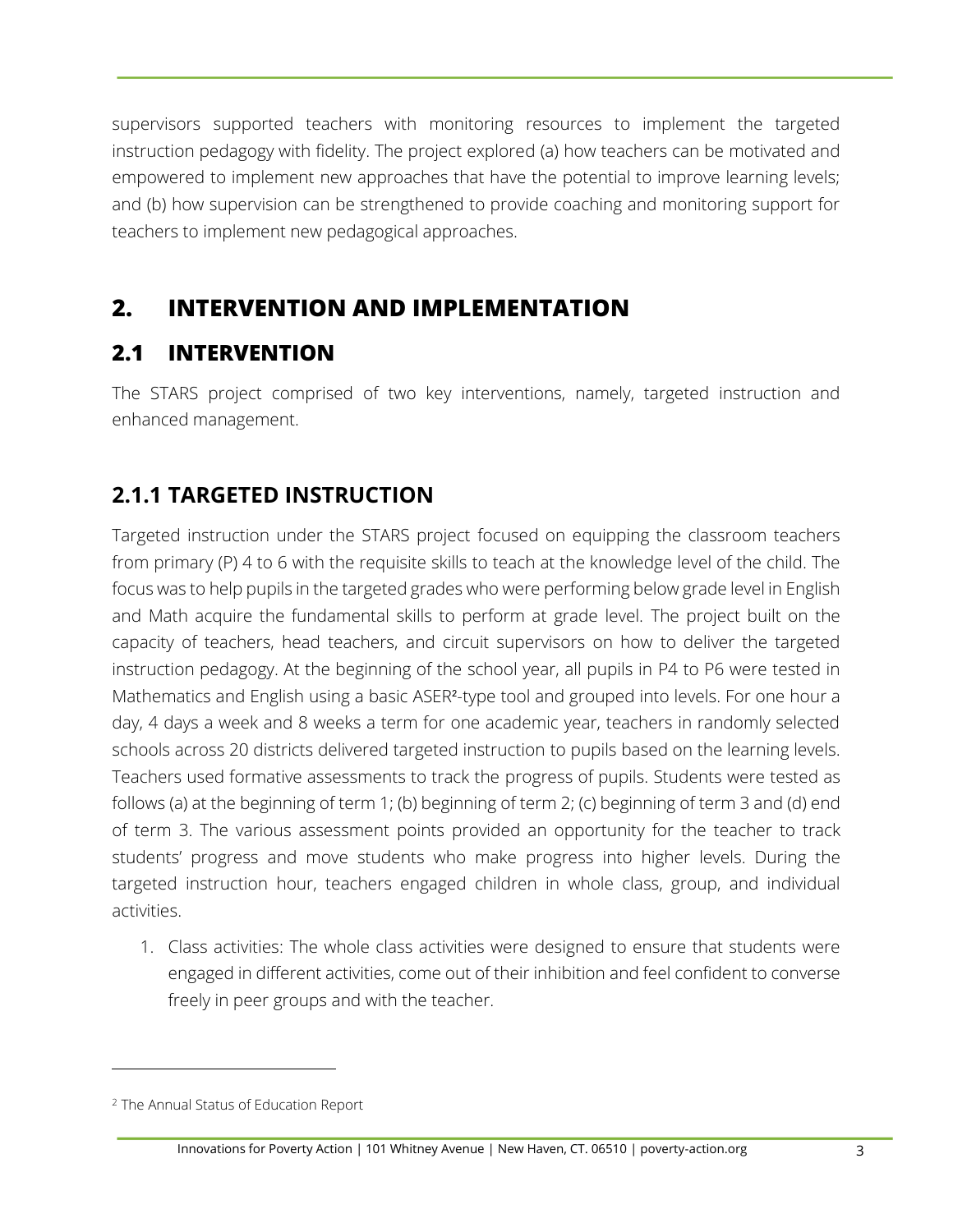supervisors supported teachers with monitoring resources to implement the targeted instruction pedagogy with fidelity. The project explored (a) how teachers can be motivated and empowered to implement new approaches that have the potential to improve learning levels; and (b) how supervision can be strengthened to provide coaching and monitoring support for teachers to implement new pedagogical approaches.

# 2. INTERVENTION AND IMPLEMENTATION

## 2.1 INTERVENTION

The STARS project comprised of two key interventions, namely, targeted instruction and enhanced management.

### 2.1.1 TARGETED INSTRUCTION

Targeted instruction under the STARS project focused on equipping the classroom teachers from primary (P) 4 to 6 with the requisite skills to teach at the knowledge level of the child. The focus was to help pupils in the targeted grades who were performing below grade level in English and Math acquire the fundamental skills to perform at grade level. The project built on the capacity of teachers, head teachers, and circuit supervisors on how to deliver the targeted instruction pedagogy. At the beginning of the school year, all pupils in P4 to P6 were tested in Mathematics and English using a basic ASER[2]-type tool and grouped into levels. For one hour a day, 4 days a week and 8 weeks a term for one academic year, teachers in randomly selected schools across 20 districts delivered targeted instruction to pupils based on the learning levels. Teachers used formative assessments to track the progress of pupils. Students were tested as follows (a) at the beginning of term 1; (b) beginning of term 2; (c) beginning of term 3 and (d) end of term 3. The various assessment points provided an opportunity for the teacher to track students' progress and move students who make progress into higher levels. During the targeted instruction hour, teachers engaged children in whole class, group, and individual activities.

1. Class activities: The whole class activities were designed to ensure that students were engaged in different activities, come out of their inhibition and feel confident to converse freely in peer groups and with the teacher.

[2] The Annual Status of Education Report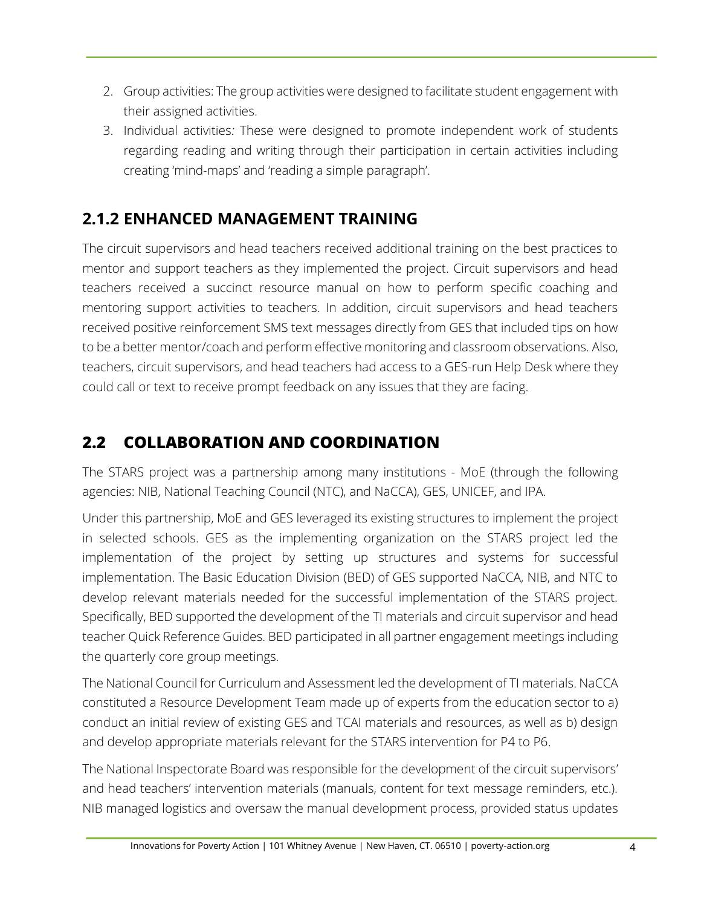2. Group activities: The group activities were designed to facilitate student engagement with their assigned activities.
3. Individual activities*:* These were designed to promote independent work of students regarding reading and writing through their participation in certain activities including creating 'mind-maps' and 'reading a simple paragraph'.

### 2.1.2 ENHANCED MANAGEMENT TRAINING

The circuit supervisors and head teachers received additional training on the best practices to mentor and support teachers as they implemented the project. Circuit supervisors and head teachers received a succinct resource manual on how to perform specific coaching and mentoring support activities to teachers. In addition, circuit supervisors and head teachers received positive reinforcement SMS text messages directly from GES that included tips on how to be a better mentor/coach and perform effective monitoring and classroom observations. Also, teachers, circuit supervisors, and head teachers had access to a GES-run Help Desk where they could call or text to receive prompt feedback on any issues that they are facing.

## 2.2 COLLABORATION AND COORDINATION

The STARS project was a partnership among many institutions - MoE (through the following agencies: NIB, National Teaching Council (NTC), and NaCCA), GES, UNICEF, and IPA.

Under this partnership, MoE and GES leveraged its existing structures to implement the project in selected schools. GES as the implementing organization on the STARS project led the implementation of the project by setting up structures and systems for successful implementation. The Basic Education Division (BED) of GES supported NaCCA, NIB, and NTC to develop relevant materials needed for the successful implementation of the STARS project. Specifically, BED supported the development of the TI materials and circuit supervisor and head teacher Quick Reference Guides. BED participated in all partner engagement meetings including the quarterly core group meetings.

The National Council for Curriculum and Assessment led the development of TI materials. NaCCA constituted a Resource Development Team made up of experts from the education sector to a) conduct an initial review of existing GES and TCAI materials and resources, as well as b) design and develop appropriate materials relevant for the STARS intervention for P4 to P6.

The National Inspectorate Board was responsible for the development of the circuit supervisors' and head teachers' intervention materials (manuals, content for text message reminders, etc.). NIB managed logistics and oversaw the manual development process, provided status updates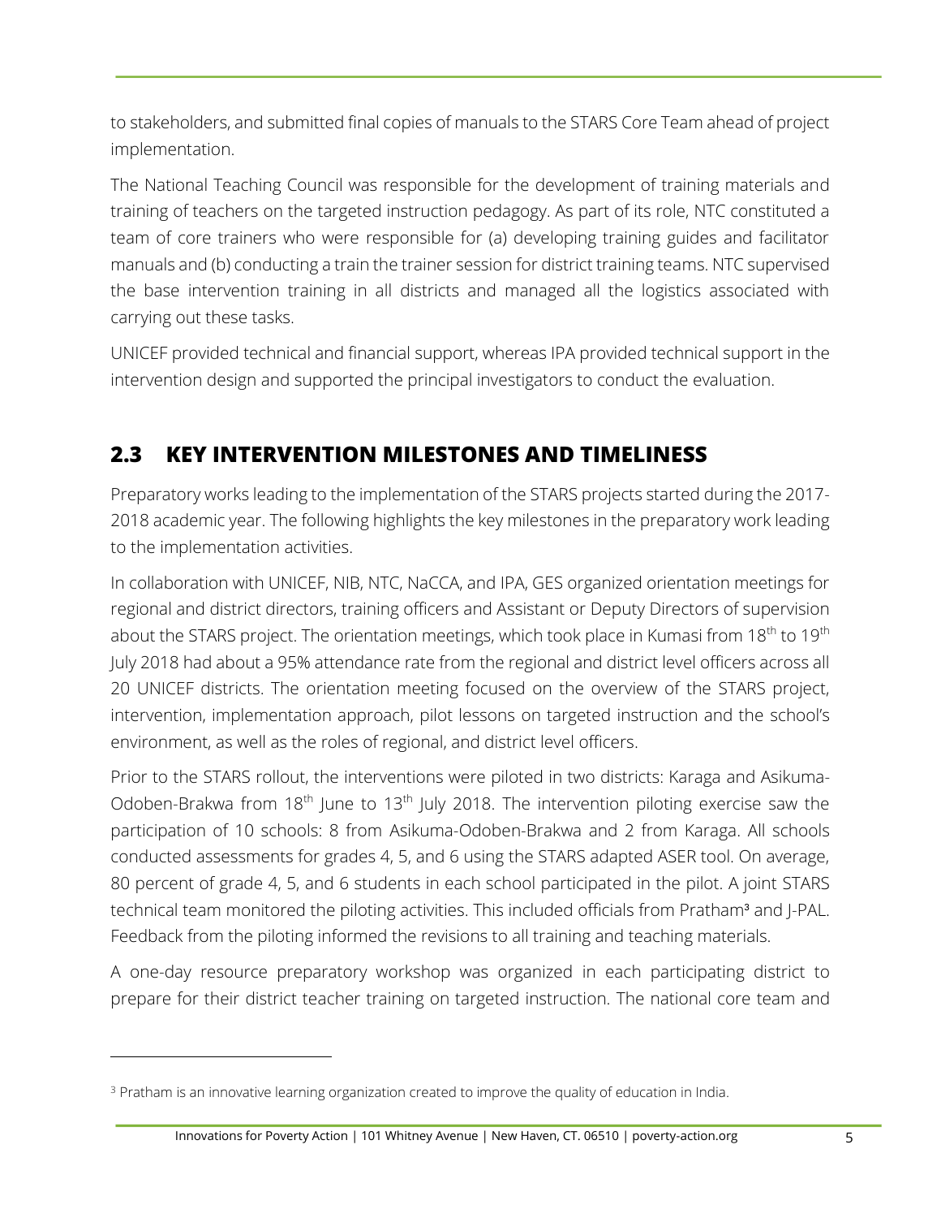to stakeholders, and submitted final copies of manuals to the STARS Core Team ahead of project implementation.

The National Teaching Council was responsible for the development of training materials and training of teachers on the targeted instruction pedagogy. As part of its role, NTC constituted a team of core trainers who were responsible for (a) developing training guides and facilitator manuals and (b) conducting a train the trainer session for district training teams. NTC supervised the base intervention training in all districts and managed all the logistics associated with carrying out these tasks.

UNICEF provided technical and financial support, whereas IPA provided technical support in the intervention design and supported the principal investigators to conduct the evaluation.

## 2.3 KEY INTERVENTION MILESTONES AND TIMELINESS

Preparatory works leading to the implementation of the STARS projects started during the 2017-2018 academic year. The following highlights the key milestones in the preparatory work leading to the implementation activities.

In collaboration with UNICEF, NIB, NTC, NaCCA, and IPA, GES organized orientation meetings for regional and district directors, training officers and Assistant or Deputy Directors of supervision about the STARS project. The orientation meetings, which took place in Kumasi from 18th to 19th July 2018 had about a 95% attendance rate from the regional and district level officers across all 20 UNICEF districts. The orientation meeting focused on the overview of the STARS project, intervention, implementation approach, pilot lessons on targeted instruction and the school's environment, as well as the roles of regional, and district level officers.

Prior to the STARS rollout, the interventions were piloted in two districts: Karaga and Asikuma-Odoben-Brakwa from 18th June to 13th July 2018. The intervention piloting exercise saw the participation of 10 schools: 8 from Asikuma-Odoben-Brakwa and 2 from Karaga. All schools conducted assessments for grades 4, 5, and 6 using the STARS adapted ASER tool. On average, 80 percent of grade 4, 5, and 6 students in each school participated in the pilot. A joint STARS technical team monitored the piloting activities. This included officials from Pratham[3] and J-PAL. Feedback from the piloting informed the revisions to all training and teaching materials.

A one-day resource preparatory workshop was organized in each participating district to prepare for their district teacher training on targeted instruction. The national core team and

---

[3] Pratham is an innovative learning organization created to improve the quality of education in India.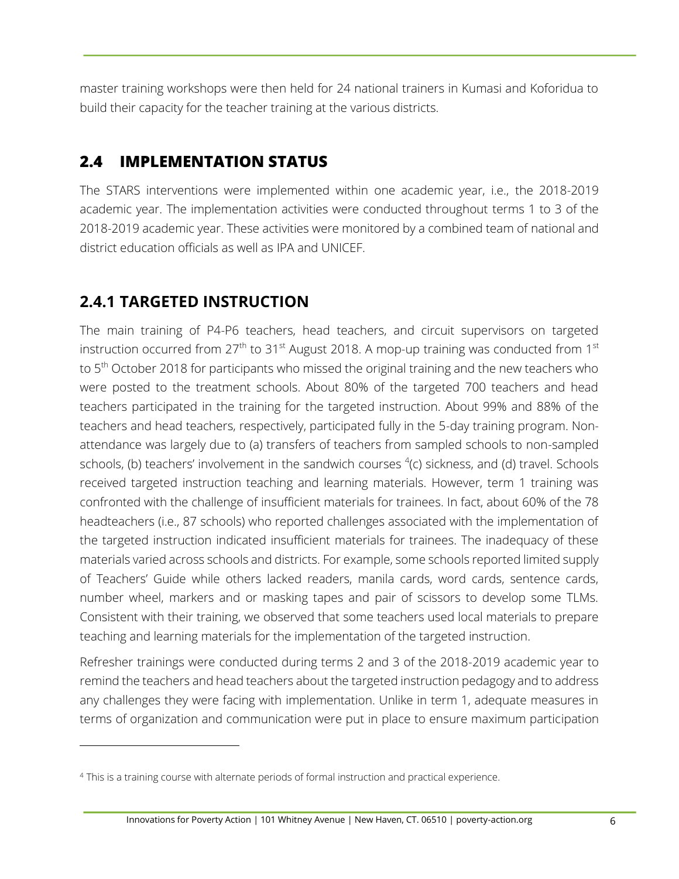master training workshops were then held for 24 national trainers in Kumasi and Koforidua to build their capacity for the teacher training at the various districts.

## 2.4 IMPLEMENTATION STATUS

The STARS interventions were implemented within one academic year, i.e., the 2018-2019 academic year. The implementation activities were conducted throughout terms 1 to 3 of the 2018-2019 academic year. These activities were monitored by a combined team of national and district education officials as well as IPA and UNICEF.

### 2.4.1 TARGETED INSTRUCTION

The main training of P4-P6 teachers, head teachers, and circuit supervisors on targeted instruction occurred from 27th to 31st August 2018. A mop-up training was conducted from 1st to 5th October 2018 for participants who missed the original training and the new teachers who were posted to the treatment schools. About 80% of the targeted 700 teachers and head teachers participated in the training for the targeted instruction. About 99% and 88% of the teachers and head teachers, respectively, participated fully in the 5-day training program. Non-attendance was largely due to (a) transfers of teachers from sampled schools to non-sampled schools, (b) teachers' involvement in the sandwich courses [4](c) sickness, and (d) travel. Schools received targeted instruction teaching and learning materials. However, term 1 training was confronted with the challenge of insufficient materials for trainees. In fact, about 60% of the 78 headteachers (i.e., 87 schools) who reported challenges associated with the implementation of the targeted instruction indicated insufficient materials for trainees. The inadequacy of these materials varied across schools and districts. For example, some schools reported limited supply of Teachers' Guide while others lacked readers, manila cards, word cards, sentence cards, number wheel, markers and or masking tapes and pair of scissors to develop some TLMs. Consistent with their training, we observed that some teachers used local materials to prepare teaching and learning materials for the implementation of the targeted instruction.

Refresher trainings were conducted during terms 2 and 3 of the 2018-2019 academic year to remind the teachers and head teachers about the targeted instruction pedagogy and to address any challenges they were facing with implementation. Unlike in term 1, adequate measures in terms of organization and communication were put in place to ensure maximum participation

[4] This is a training course with alternate periods of formal instruction and practical experience.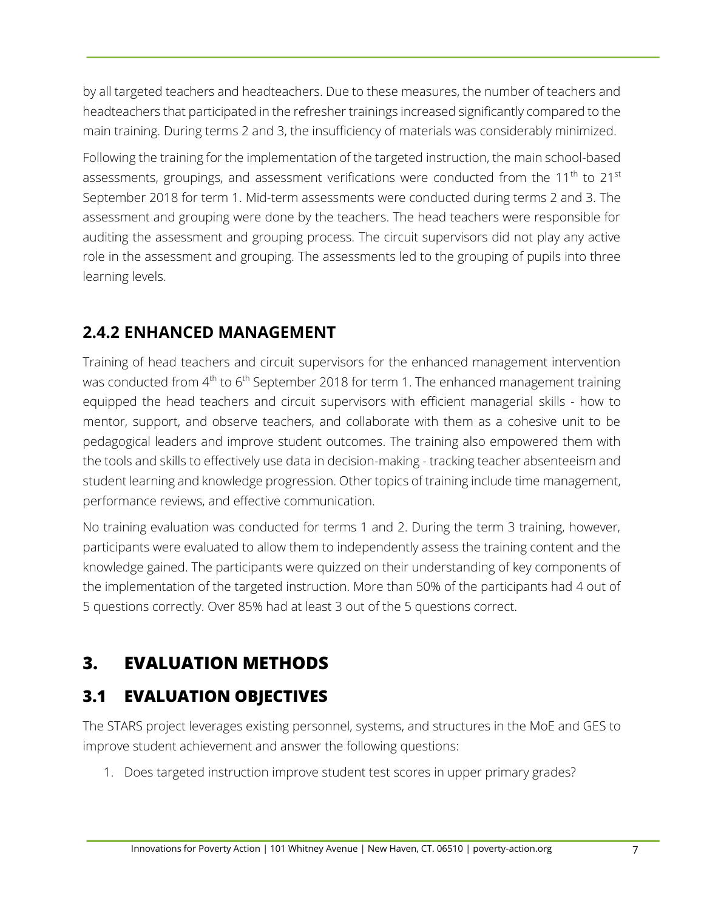by all targeted teachers and headteachers. Due to these measures, the number of teachers and headteachers that participated in the refresher trainings increased significantly compared to the main training. During terms 2 and 3, the insufficiency of materials was considerably minimized.

Following the training for the implementation of the targeted instruction, the main school-based assessments, groupings, and assessment verifications were conducted from the 11th to 21st September 2018 for term 1. Mid-term assessments were conducted during terms 2 and 3. The assessment and grouping were done by the teachers. The head teachers were responsible for auditing the assessment and grouping process. The circuit supervisors did not play any active role in the assessment and grouping. The assessments led to the grouping of pupils into three learning levels.

### 2.4.2 ENHANCED MANAGEMENT

Training of head teachers and circuit supervisors for the enhanced management intervention was conducted from 4th to 6th September 2018 for term 1. The enhanced management training equipped the head teachers and circuit supervisors with efficient managerial skills - how to mentor, support, and observe teachers, and collaborate with them as a cohesive unit to be pedagogical leaders and improve student outcomes. The training also empowered them with the tools and skills to effectively use data in decision-making - tracking teacher absenteeism and student learning and knowledge progression. Other topics of training include time management, performance reviews, and effective communication.

No training evaluation was conducted for terms 1 and 2. During the term 3 training, however, participants were evaluated to allow them to independently assess the training content and the knowledge gained. The participants were quizzed on their understanding of key components of the implementation of the targeted instruction. More than 50% of the participants had 4 out of 5 questions correctly. Over 85% had at least 3 out of the 5 questions correct.

# 3. EVALUATION METHODS

## 3.1 EVALUATION OBJECTIVES

The STARS project leverages existing personnel, systems, and structures in the MoE and GES to improve student achievement and answer the following questions:

1. Does targeted instruction improve student test scores in upper primary grades?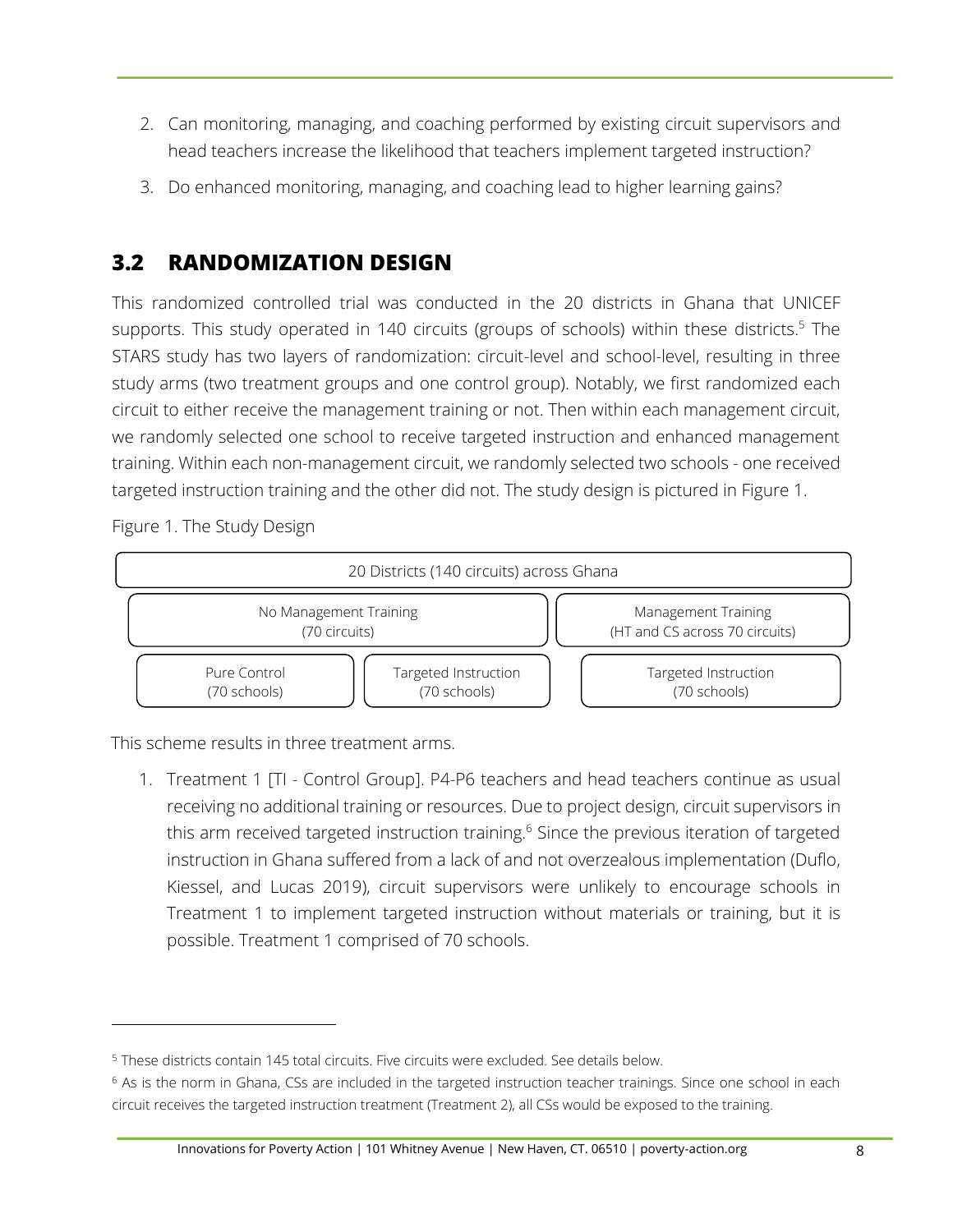2. Can monitoring, managing, and coaching performed by existing circuit supervisors and head teachers increase the likelihood that teachers implement targeted instruction?
3. Do enhanced monitoring, managing, and coaching lead to higher learning gains?

## 3.2 RANDOMIZATION DESIGN

This randomized controlled trial was conducted in the 20 districts in Ghana that UNICEF supports. This study operated in 140 circuits (groups of schools) within these districts.[5] The STARS study has two layers of randomization: circuit-level and school-level, resulting in three study arms (two treatment groups and one control group). Notably, we first randomized each circuit to either receive the management training or not. Then within each management circuit, we randomly selected one school to receive targeted instruction and enhanced management training. Within each non-management circuit, we randomly selected two schools - one received targeted instruction training and the other did not. The study design is pictured in Figure 1.

Figure 1. The Study Design

| 20 Districts (140 circuits) across Ghana | | |
|---|---|---|
| No Management Training (70 circuits) | | Management Training (HT and CS across 70 circuits) |
| Pure Control (70 schools) | Targeted Instruction (70 schools) | Targeted Instruction (70 schools) |

This scheme results in three treatment arms.

1. Treatment 1 [TI - Control Group]. P4-P6 teachers and head teachers continue as usual receiving no additional training or resources. Due to project design, circuit supervisors in this arm received targeted instruction training.[6] Since the previous iteration of targeted instruction in Ghana suffered from a lack of and not overzealous implementation (Duflo, Kiessel, and Lucas 2019), circuit supervisors were unlikely to encourage schools in Treatment 1 to implement targeted instruction without materials or training, but it is possible. Treatment 1 comprised of 70 schools.

---

[5] These districts contain 145 total circuits. Five circuits were excluded. See details below.

[6] As is the norm in Ghana, CSs are included in the targeted instruction teacher trainings. Since one school in each circuit receives the targeted instruction treatment (Treatment 2), all CSs would be exposed to the training.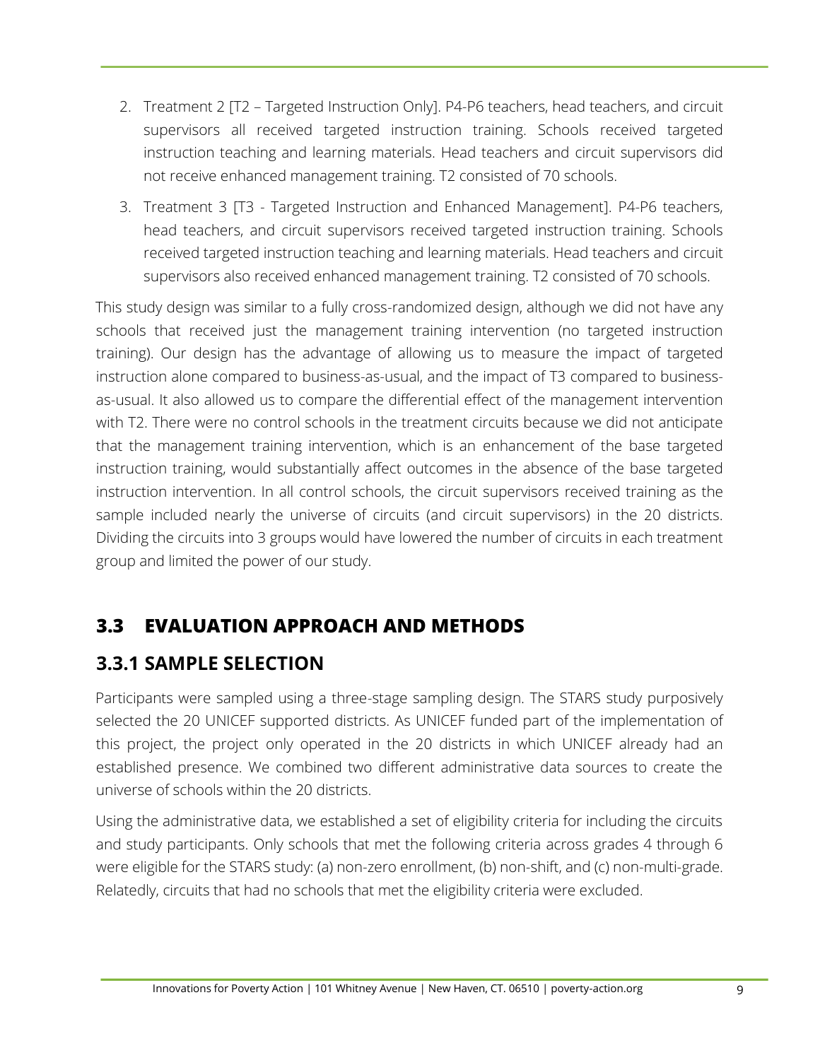2. Treatment 2 [T2 – Targeted Instruction Only]. P4-P6 teachers, head teachers, and circuit supervisors all received targeted instruction training. Schools received targeted instruction teaching and learning materials. Head teachers and circuit supervisors did not receive enhanced management training. T2 consisted of 70 schools.

3. Treatment 3 [T3 - Targeted Instruction and Enhanced Management]. P4-P6 teachers, head teachers, and circuit supervisors received targeted instruction training. Schools received targeted instruction teaching and learning materials. Head teachers and circuit supervisors also received enhanced management training. T2 consisted of 70 schools.

This study design was similar to a fully cross-randomized design, although we did not have any schools that received just the management training intervention (no targeted instruction training). Our design has the advantage of allowing us to measure the impact of targeted instruction alone compared to business-as-usual, and the impact of T3 compared to business-as-usual. It also allowed us to compare the differential effect of the management intervention with T2. There were no control schools in the treatment circuits because we did not anticipate that the management training intervention, which is an enhancement of the base targeted instruction training, would substantially affect outcomes in the absence of the base targeted instruction intervention. In all control schools, the circuit supervisors received training as the sample included nearly the universe of circuits (and circuit supervisors) in the 20 districts. Dividing the circuits into 3 groups would have lowered the number of circuits in each treatment group and limited the power of our study.

## 3.3 EVALUATION APPROACH AND METHODS

### 3.3.1 SAMPLE SELECTION

Participants were sampled using a three-stage sampling design. The STARS study purposively selected the 20 UNICEF supported districts. As UNICEF funded part of the implementation of this project, the project only operated in the 20 districts in which UNICEF already had an established presence. We combined two different administrative data sources to create the universe of schools within the 20 districts.

Using the administrative data, we established a set of eligibility criteria for including the circuits and study participants. Only schools that met the following criteria across grades 4 through 6 were eligible for the STARS study: (a) non-zero enrollment, (b) non-shift, and (c) non-multi-grade. Relatedly, circuits that had no schools that met the eligibility criteria were excluded.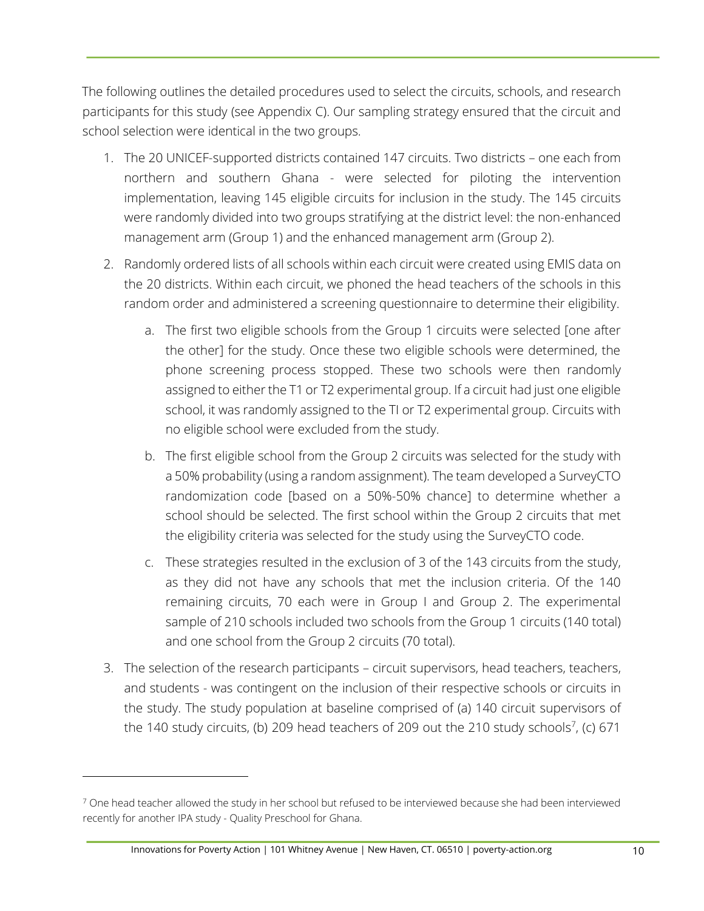The following outlines the detailed procedures used to select the circuits, schools, and research participants for this study (see Appendix C). Our sampling strategy ensured that the circuit and school selection were identical in the two groups.

1. The 20 UNICEF-supported districts contained 147 circuits. Two districts – one each from northern and southern Ghana - were selected for piloting the intervention implementation, leaving 145 eligible circuits for inclusion in the study. The 145 circuits were randomly divided into two groups stratifying at the district level: the non-enhanced management arm (Group 1) and the enhanced management arm (Group 2).
2. Randomly ordered lists of all schools within each circuit were created using EMIS data on the 20 districts. Within each circuit, we phoned the head teachers of the schools in this random order and administered a screening questionnaire to determine their eligibility.
   a. The first two eligible schools from the Group 1 circuits were selected [one after the other] for the study. Once these two eligible schools were determined, the phone screening process stopped. These two schools were then randomly assigned to either the T1 or T2 experimental group. If a circuit had just one eligible school, it was randomly assigned to the TI or T2 experimental group. Circuits with no eligible school were excluded from the study.
   b. The first eligible school from the Group 2 circuits was selected for the study with a 50% probability (using a random assignment). The team developed a SurveyCTO randomization code [based on a 50%-50% chance] to determine whether a school should be selected. The first school within the Group 2 circuits that met the eligibility criteria was selected for the study using the SurveyCTO code.
   c. These strategies resulted in the exclusion of 3 of the 143 circuits from the study, as they did not have any schools that met the inclusion criteria. Of the 140 remaining circuits, 70 each were in Group I and Group 2. The experimental sample of 210 schools included two schools from the Group 1 circuits (140 total) and one school from the Group 2 circuits (70 total).
3. The selection of the research participants – circuit supervisors, head teachers, teachers, and students - was contingent on the inclusion of their respective schools or circuits in the study. The study population at baseline comprised of (a) 140 circuit supervisors of the 140 study circuits, (b) 209 head teachers of 209 out the 210 study schools[7], (c) 671

[7] One head teacher allowed the study in her school but refused to be interviewed because she had been interviewed recently for another IPA study - Quality Preschool for Ghana.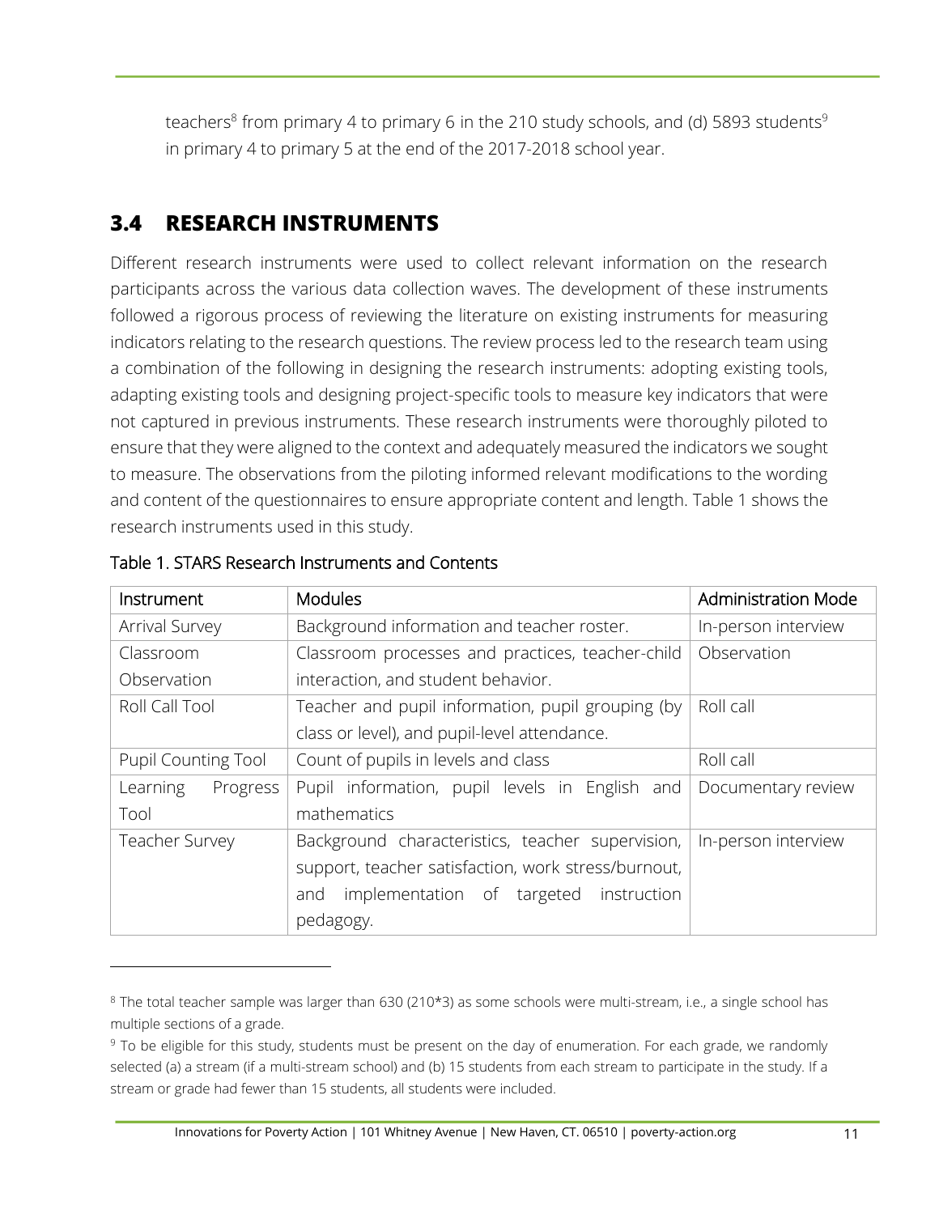teachers[8] from primary 4 to primary 6 in the 210 study schools, and (d) 5893 students[9] in primary 4 to primary 5 at the end of the 2017-2018 school year.

## 3.4 RESEARCH INSTRUMENTS

Different research instruments were used to collect relevant information on the research participants across the various data collection waves. The development of these instruments followed a rigorous process of reviewing the literature on existing instruments for measuring indicators relating to the research questions. The review process led to the research team using a combination of the following in designing the research instruments: adopting existing tools, adapting existing tools and designing project-specific tools to measure key indicators that were not captured in previous instruments. These research instruments were thoroughly piloted to ensure that they were aligned to the context and adequately measured the indicators we sought to measure. The observations from the piloting informed relevant modifications to the wording and content of the questionnaires to ensure appropriate content and length. Table 1 shows the research instruments used in this study.

Table 1. STARS Research Instruments and Contents

| Instrument | Modules | Administration Mode |
|---|---|---|
| Arrival Survey | Background information and teacher roster. | In-person interview |
| Classroom Observation | Classroom processes and practices, teacher-child interaction, and student behavior. | Observation |
| Roll Call Tool | Teacher and pupil information, pupil grouping (by class or level), and pupil-level attendance. | Roll call |
| Pupil Counting Tool | Count of pupils in levels and class | Roll call |
| Learning Progress Tool | Pupil information, pupil levels in English and mathematics | Documentary review |
| Teacher Survey | Background characteristics, teacher supervision, support, teacher satisfaction, work stress/burnout, and implementation of targeted instruction pedagogy. | In-person interview |

[8] The total teacher sample was larger than 630 (210*3) as some schools were multi-stream, i.e., a single school has multiple sections of a grade.

[9] To be eligible for this study, students must be present on the day of enumeration. For each grade, we randomly selected (a) a stream (if a multi-stream school) and (b) 15 students from each stream to participate in the study. If a stream or grade had fewer than 15 students, all students were included.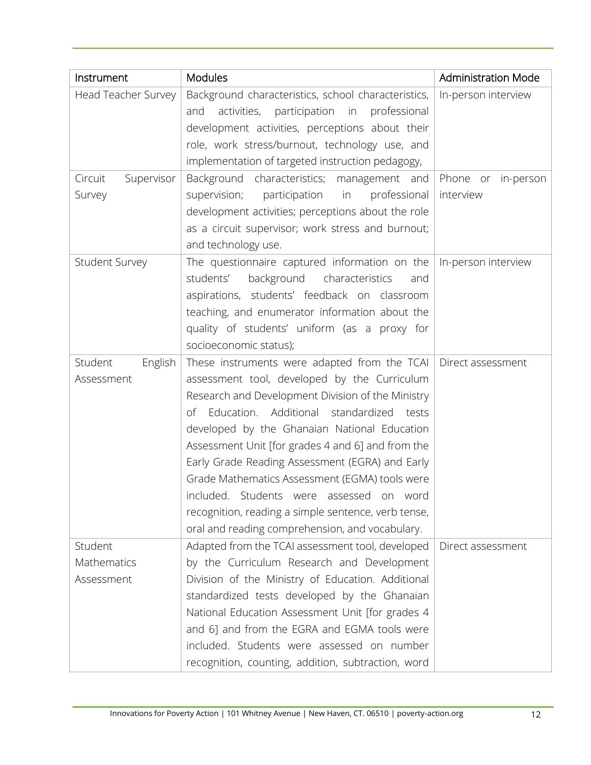| Instrument | Modules | Administration Mode |
|---|---|---|
| Head Teacher Survey | Background characteristics, school characteristics, and activities, participation in professional development activities, perceptions about their role, work stress/burnout, technology use, and implementation of targeted instruction pedagogy, | In-person interview |
| Circuit Supervisor Survey | Background characteristics; management and supervision; participation in professional development activities; perceptions about the role as a circuit supervisor; work stress and burnout; and technology use. | Phone or in-person interview |
| Student Survey | The questionnaire captured information on the students' background characteristics and aspirations, students' feedback on classroom teaching, and enumerator information about the quality of students' uniform (as a proxy for socioeconomic status); | In-person interview |
| Student English Assessment | These instruments were adapted from the TCAI assessment tool, developed by the Curriculum Research and Development Division of the Ministry of Education. Additional standardized tests developed by the Ghanaian National Education Assessment Unit [for grades 4 and 6] and from the Early Grade Reading Assessment (EGRA) and Early Grade Mathematics Assessment (EGMA) tools were included. Students were assessed on word recognition, reading a simple sentence, verb tense, oral and reading comprehension, and vocabulary. | Direct assessment |
| Student Mathematics Assessment | Adapted from the TCAI assessment tool, developed by the Curriculum Research and Development Division of the Ministry of Education. Additional standardized tests developed by the Ghanaian National Education Assessment Unit [for grades 4 and 6] and from the EGRA and EGMA tools were included. Students were assessed on number recognition, counting, addition, subtraction, word | Direct assessment |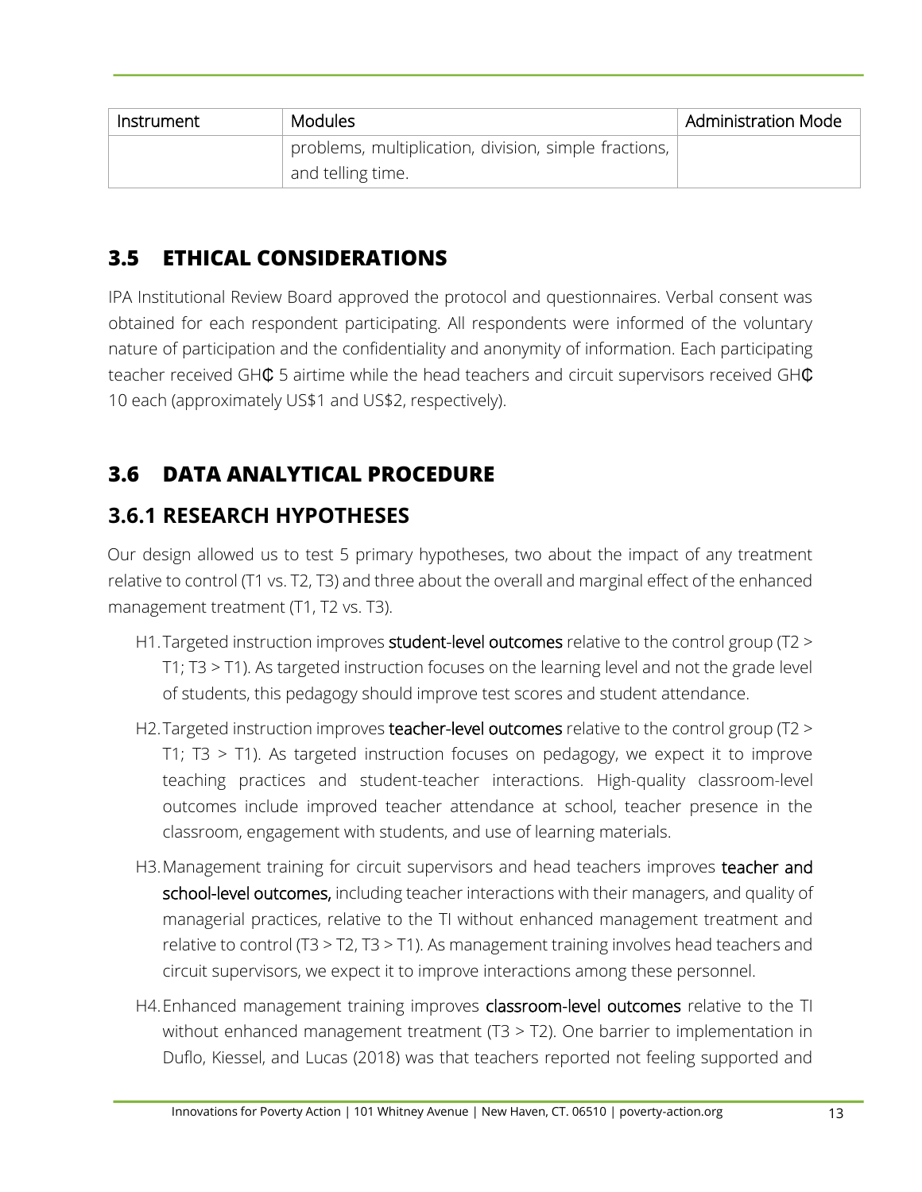| Instrument | Modules | Administration Mode |
|---|---|---|
| | problems, multiplication, division, simple fractions, and telling time. | |

## 3.5 ETHICAL CONSIDERATIONS

IPA Institutional Review Board approved the protocol and questionnaires. Verbal consent was obtained for each respondent participating. All respondents were informed of the voluntary nature of participation and the confidentiality and anonymity of information. Each participating teacher received GH₵ 5 airtime while the head teachers and circuit supervisors received GH₵ 10 each (approximately US$1 and US$2, respectively).

## 3.6 DATA ANALYTICAL PROCEDURE

### 3.6.1 RESEARCH HYPOTHESES

Our design allowed us to test 5 primary hypotheses, two about the impact of any treatment relative to control (T1 vs. T2, T3) and three about the overall and marginal effect of the enhanced management treatment (T1, T2 vs. T3).

H1. Targeted instruction improves student-level outcomes relative to the control group (T2 > T1; T3 > T1). As targeted instruction focuses on the learning level and not the grade level of students, this pedagogy should improve test scores and student attendance.

H2. Targeted instruction improves teacher-level outcomes relative to the control group (T2 > T1; T3 > T1). As targeted instruction focuses on pedagogy, we expect it to improve teaching practices and student-teacher interactions. High-quality classroom-level outcomes include improved teacher attendance at school, teacher presence in the classroom, engagement with students, and use of learning materials.

H3. Management training for circuit supervisors and head teachers improves teacher and school-level outcomes, including teacher interactions with their managers, and quality of managerial practices, relative to the TI without enhanced management treatment and relative to control (T3 > T2, T3 > T1). As management training involves head teachers and circuit supervisors, we expect it to improve interactions among these personnel.

H4. Enhanced management training improves classroom-level outcomes relative to the TI without enhanced management treatment (T3 > T2). One barrier to implementation in Duflo, Kiessel, and Lucas (2018) was that teachers reported not feeling supported and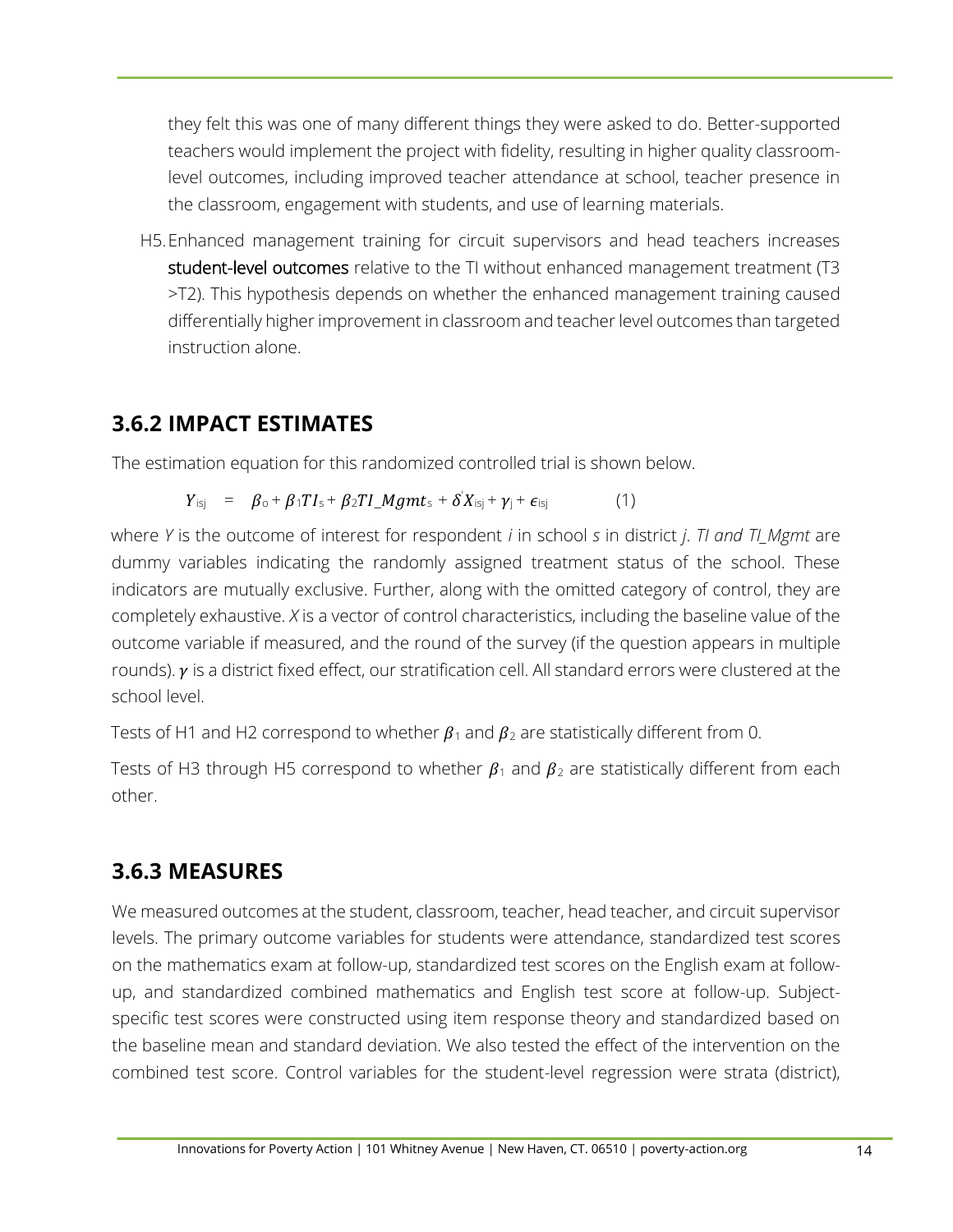they felt this was one of many different things they were asked to do. Better-supported teachers would implement the project with fidelity, resulting in higher quality classroom-level outcomes, including improved teacher attendance at school, teacher presence in the classroom, engagement with students, and use of learning materials.

H5. Enhanced management training for circuit supervisors and head teachers increases **student-level outcomes** relative to the TI without enhanced management treatment (T3 >T2). This hypothesis depends on whether the enhanced management training caused differentially higher improvement in classroom and teacher level outcomes than targeted instruction alone.

### 3.6.2 IMPACT ESTIMATES

The estimation equation for this randomized controlled trial is shown below.

$$Y_{isj} \quad = \quad \beta_0 + \beta_1 TI_s + \beta_2 TI\_Mgmt_s + \delta^{'} X_{isj} + \gamma_j + \epsilon_{isj} \qquad (1)$$

where $Y$ is the outcome of interest for respondent $i$ in school $s$ in district $j$. *TI and TI_Mgmt* are dummy variables indicating the randomly assigned treatment status of the school. These indicators are mutually exclusive. Further, along with the omitted category of control, they are completely exhaustive. $X$ is a vector of control characteristics, including the baseline value of the outcome variable if measured, and the round of the survey (if the question appears in multiple rounds). $\gamma$ is a district fixed effect, our stratification cell. All standard errors were clustered at the school level.

Tests of H1 and H2 correspond to whether $\beta_1$ and $\beta_2$ are statistically different from 0.

Tests of H3 through H5 correspond to whether $\beta_1$ and $\beta_2$ are statistically different from each other.

### 3.6.3 MEASURES

We measured outcomes at the student, classroom, teacher, head teacher, and circuit supervisor levels. The primary outcome variables for students were attendance, standardized test scores on the mathematics exam at follow-up, standardized test scores on the English exam at follow-up, and standardized combined mathematics and English test score at follow-up. Subject-specific test scores were constructed using item response theory and standardized based on the baseline mean and standard deviation. We also tested the effect of the intervention on the combined test score. Control variables for the student-level regression were strata (district),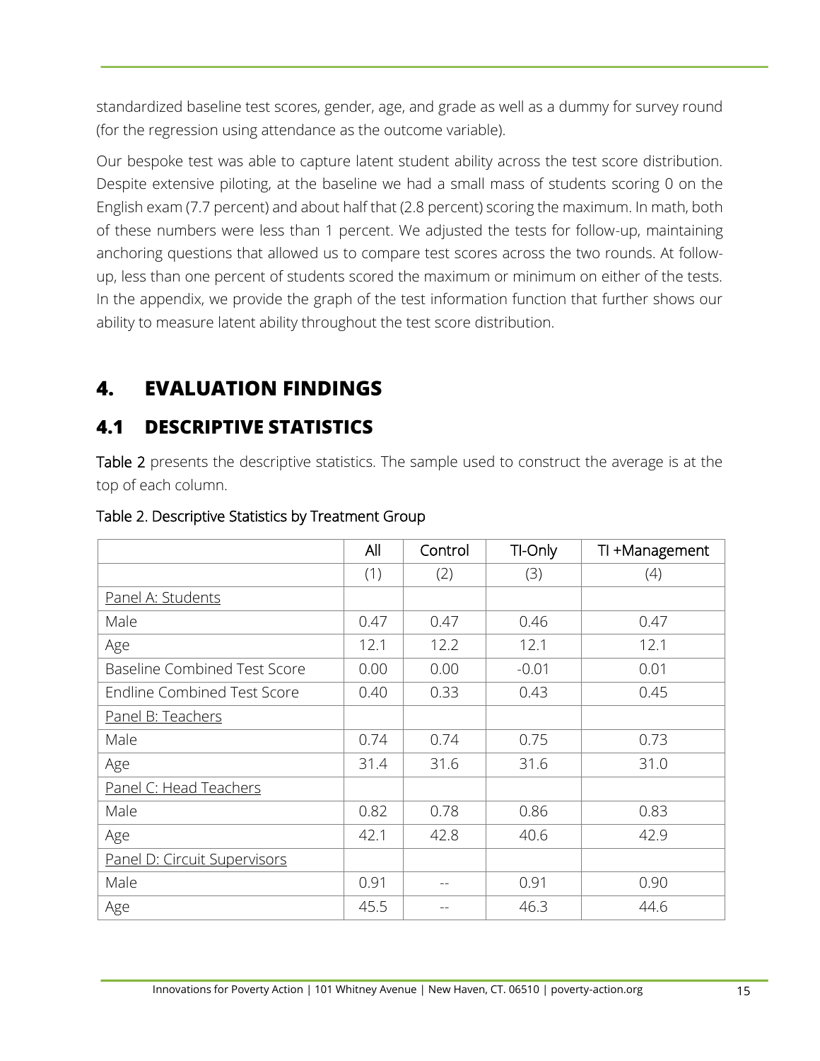standardized baseline test scores, gender, age, and grade as well as a dummy for survey round (for the regression using attendance as the outcome variable).

Our bespoke test was able to capture latent student ability across the test score distribution. Despite extensive piloting, at the baseline we had a small mass of students scoring 0 on the English exam (7.7 percent) and about half that (2.8 percent) scoring the maximum. In math, both of these numbers were less than 1 percent. We adjusted the tests for follow-up, maintaining anchoring questions that allowed us to compare test scores across the two rounds. At follow-up, less than one percent of students scored the maximum or minimum on either of the tests. In the appendix, we provide the graph of the test information function that further shows our ability to measure latent ability throughout the test score distribution.

# 4. EVALUATION FINDINGS

## 4.1 DESCRIPTIVE STATISTICS

Table 2 presents the descriptive statistics. The sample used to construct the average is at the top of each column.

Table 2. Descriptive Statistics by Treatment Group

| | All | Control | TI-Only | TI +Management |
|---|---|---|---|---|
| | (1) | (2) | (3) | (4) |
| Panel A: Students | | | | |
| Male | 0.47 | 0.47 | 0.46 | 0.47 |
| Age | 12.1 | 12.2 | 12.1 | 12.1 |
| Baseline Combined Test Score | 0.00 | 0.00 | -0.01 | 0.01 |
| Endline Combined Test Score | 0.40 | 0.33 | 0.43 | 0.45 |
| Panel B: Teachers | | | | |
| Male | 0.74 | 0.74 | 0.75 | 0.73 |
| Age | 31.4 | 31.6 | 31.6 | 31.0 |
| Panel C: Head Teachers | | | | |
| Male | 0.82 | 0.78 | 0.86 | 0.83 |
| Age | 42.1 | 42.8 | 40.6 | 42.9 |
| Panel D: Circuit Supervisors | | | | |
| Male | 0.91 | -- | 0.91 | 0.90 |
| Age | 45.5 | -- | 46.3 | 44.6 |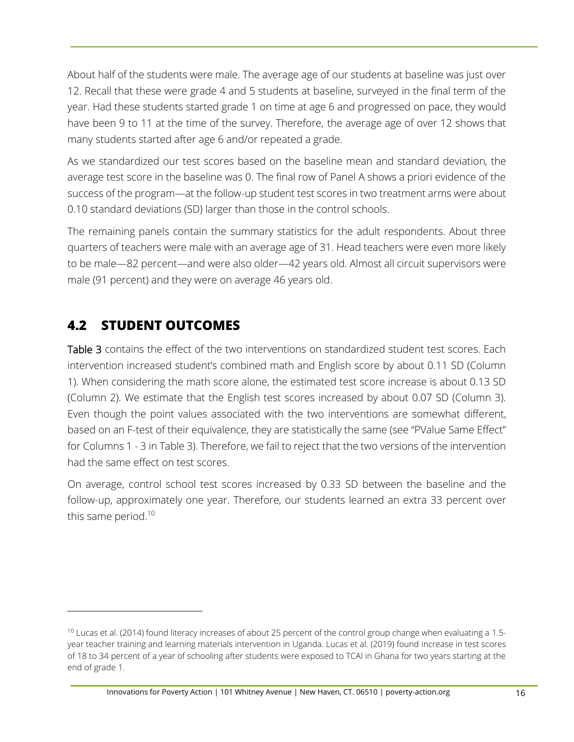About half of the students were male. The average age of our students at baseline was just over 12. Recall that these were grade 4 and 5 students at baseline, surveyed in the final term of the year. Had these students started grade 1 on time at age 6 and progressed on pace, they would have been 9 to 11 at the time of the survey. Therefore, the average age of over 12 shows that many students started after age 6 and/or repeated a grade.

As we standardized our test scores based on the baseline mean and standard deviation, the average test score in the baseline was 0. The final row of Panel A shows a priori evidence of the success of the program—at the follow-up student test scores in two treatment arms were about 0.10 standard deviations (SD) larger than those in the control schools.

The remaining panels contain the summary statistics for the adult respondents. About three quarters of teachers were male with an average age of 31. Head teachers were even more likely to be male—82 percent—and were also older—42 years old. Almost all circuit supervisors were male (91 percent) and they were on average 46 years old.

## 4.2 STUDENT OUTCOMES

Table 3 contains the effect of the two interventions on standardized student test scores. Each intervention increased student's combined math and English score by about 0.11 SD (Column 1). When considering the math score alone, the estimated test score increase is about 0.13 SD (Column 2). We estimate that the English test scores increased by about 0.07 SD (Column 3). Even though the point values associated with the two interventions are somewhat different, based on an F-test of their equivalence, they are statistically the same (see "PValue Same Effect" for Columns 1 - 3 in Table 3). Therefore, we fail to reject that the two versions of the intervention had the same effect on test scores.

On average, control school test scores increased by 0.33 SD between the baseline and the follow-up, approximately one year. Therefore, our students learned an extra 33 percent over this same period.[10]

---

[10] Lucas et al. (2014) found literacy increases of about 25 percent of the control group change when evaluating a 1.5-year teacher training and learning materials intervention in Uganda. Lucas et al. (2019) found increase in test scores of 18 to 34 percent of a year of schooling after students were exposed to TCAI in Ghana for two years starting at the end of grade 1.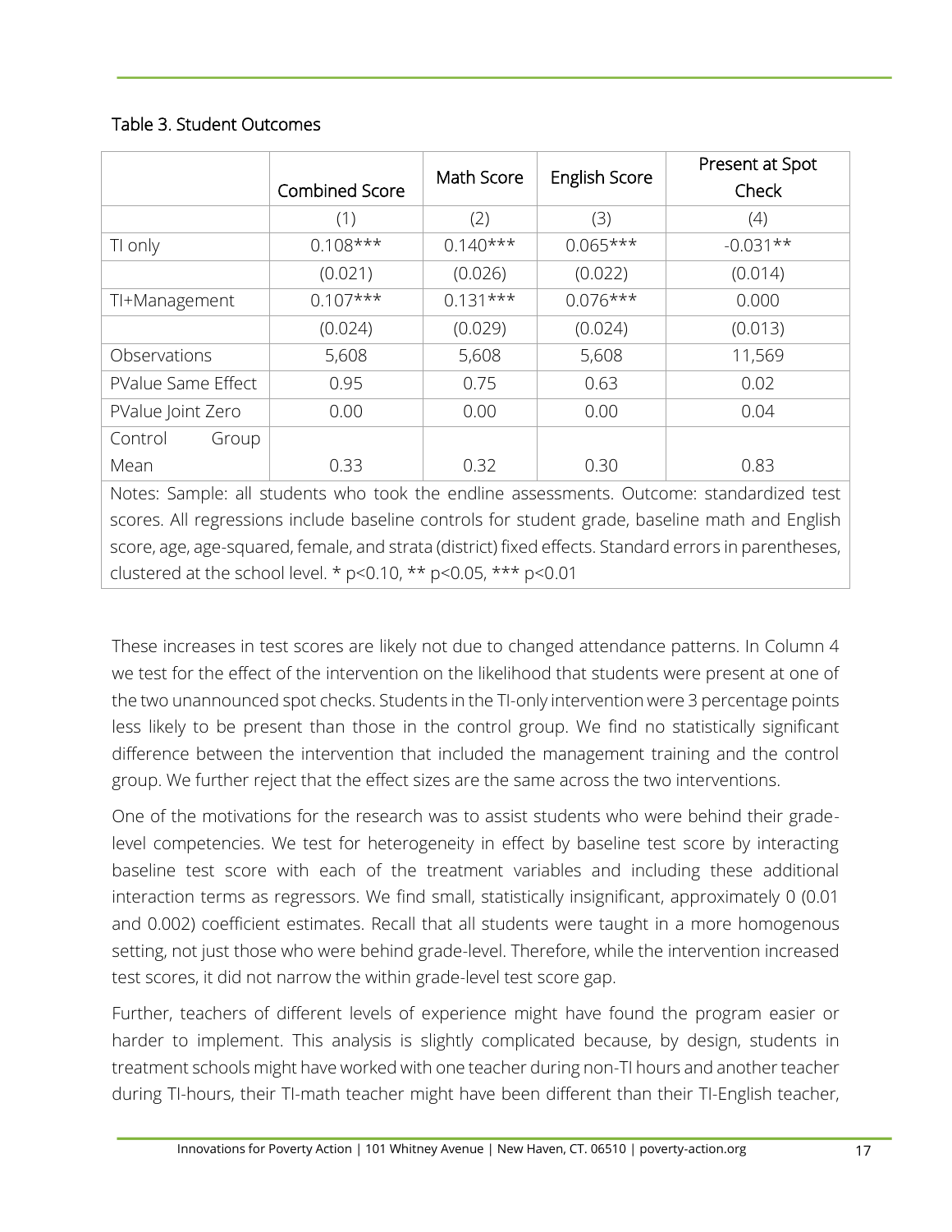Table 3. Student Outcomes

| | Combined Score | Math Score | English Score | Present at Spot Check |
|---|---|---|---|---|
| | (1) | (2) | (3) | (4) |
| TI only | 0.108*** | 0.140*** | 0.065*** | -0.031** |
| | (0.021) | (0.026) | (0.022) | (0.014) |
| TI+Management | 0.107*** | 0.131*** | 0.076*** | 0.000 |
| | (0.024) | (0.029) | (0.024) | (0.013) |
| Observations | 5,608 | 5,608 | 5,608 | 11,569 |
| PValue Same Effect | 0.95 | 0.75 | 0.63 | 0.02 |
| PValue Joint Zero | 0.00 | 0.00 | 0.00 | 0.04 |
| Control Group Mean | 0.33 | 0.32 | 0.30 | 0.83 |

Notes: Sample: all students who took the endline assessments. Outcome: standardized test scores. All regressions include baseline controls for student grade, baseline math and English score, age, age-squared, female, and strata (district) fixed effects. Standard errors in parentheses, clustered at the school level. * $p<0.10$, ** $p<0.05$, *** $p<0.01$

These increases in test scores are likely not due to changed attendance patterns. In Column 4 we test for the effect of the intervention on the likelihood that students were present at one of the two unannounced spot checks. Students in the TI-only intervention were 3 percentage points less likely to be present than those in the control group. We find no statistically significant difference between the intervention that included the management training and the control group. We further reject that the effect sizes are the same across the two interventions.

One of the motivations for the research was to assist students who were behind their grade-level competencies. We test for heterogeneity in effect by baseline test score by interacting baseline test score with each of the treatment variables and including these additional interaction terms as regressors. We find small, statistically insignificant, approximately 0 (0.01 and 0.002) coefficient estimates. Recall that all students were taught in a more homogenous setting, not just those who were behind grade-level. Therefore, while the intervention increased test scores, it did not narrow the within grade-level test score gap.

Further, teachers of different levels of experience might have found the program easier or harder to implement. This analysis is slightly complicated because, by design, students in treatment schools might have worked with one teacher during non-TI hours and another teacher during TI-hours, their TI-math teacher might have been different than their TI-English teacher,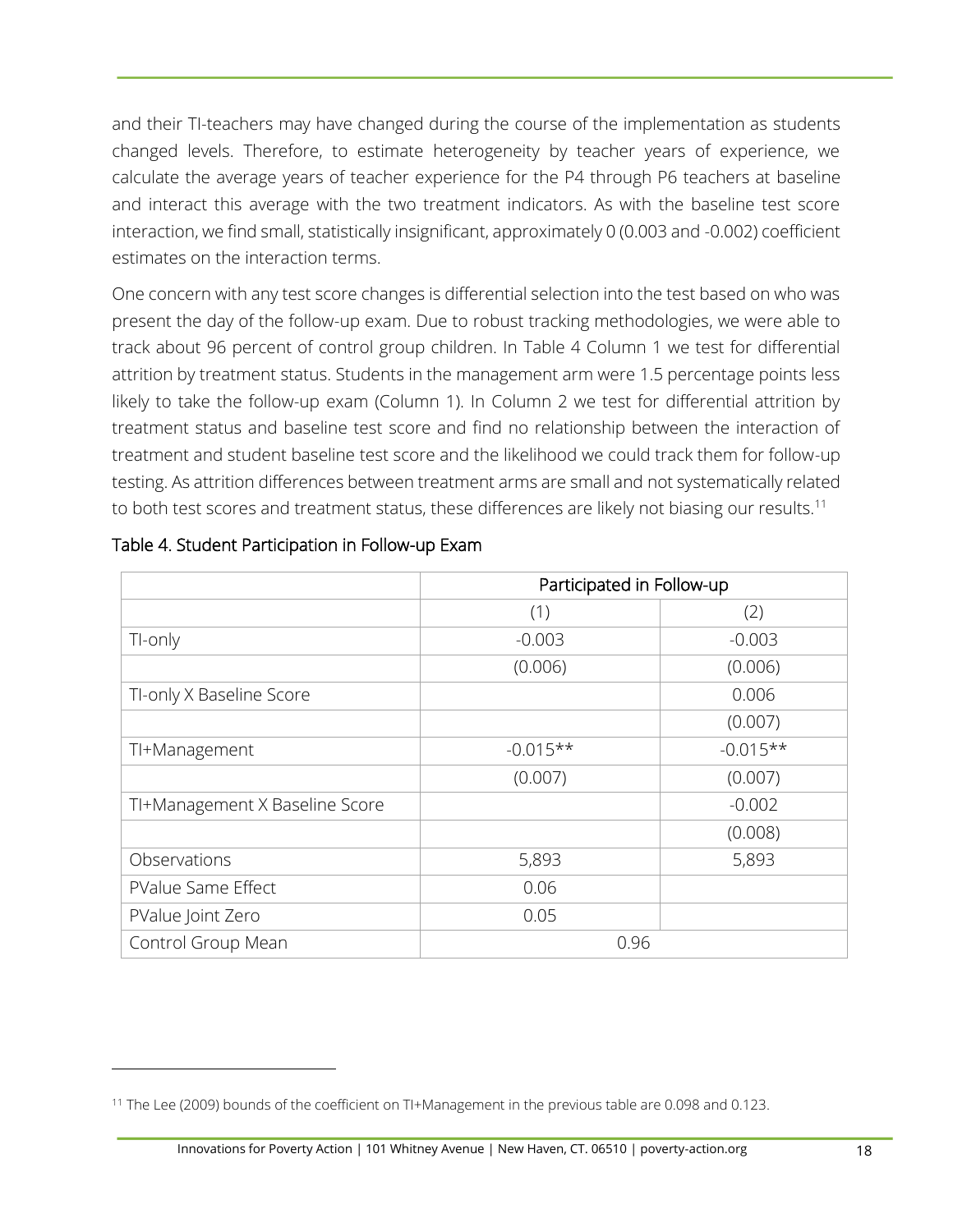and their TI-teachers may have changed during the course of the implementation as students changed levels. Therefore, to estimate heterogeneity by teacher years of experience, we calculate the average years of teacher experience for the P4 through P6 teachers at baseline and interact this average with the two treatment indicators. As with the baseline test score interaction, we find small, statistically insignificant, approximately 0 (0.003 and -0.002) coefficient estimates on the interaction terms.

One concern with any test score changes is differential selection into the test based on who was present the day of the follow-up exam. Due to robust tracking methodologies, we were able to track about 96 percent of control group children. In Table 4 Column 1 we test for differential attrition by treatment status. Students in the management arm were 1.5 percentage points less likely to take the follow-up exam (Column 1). In Column 2 we test for differential attrition by treatment status and baseline test score and find no relationship between the interaction of treatment and student baseline test score and the likelihood we could track them for follow-up testing. As attrition differences between treatment arms are small and not systematically related to both test scores and treatment status, these differences are likely not biasing our results.[11]

Table 4. Student Participation in Follow-up Exam

| | Participated in Follow-up | |
|---|---|---|
| | (1) | (2) |
| TI-only | -0.003 | -0.003 |
| | (0.006) | (0.006) |
| TI-only X Baseline Score | | 0.006 |
| | | (0.007) |
| TI+Management | -0.015** | -0.015** |
| | (0.007) | (0.007) |
| TI+Management X Baseline Score | | -0.002 |
| | | (0.008) |
| Observations | 5,893 | 5,893 |
| PValue Same Effect | 0.06 | |
| PValue Joint Zero | 0.05 | |
| Control Group Mean | 0.96 | |

[11] The Lee (2009) bounds of the coefficient on TI+Management in the previous table are 0.098 and 0.123.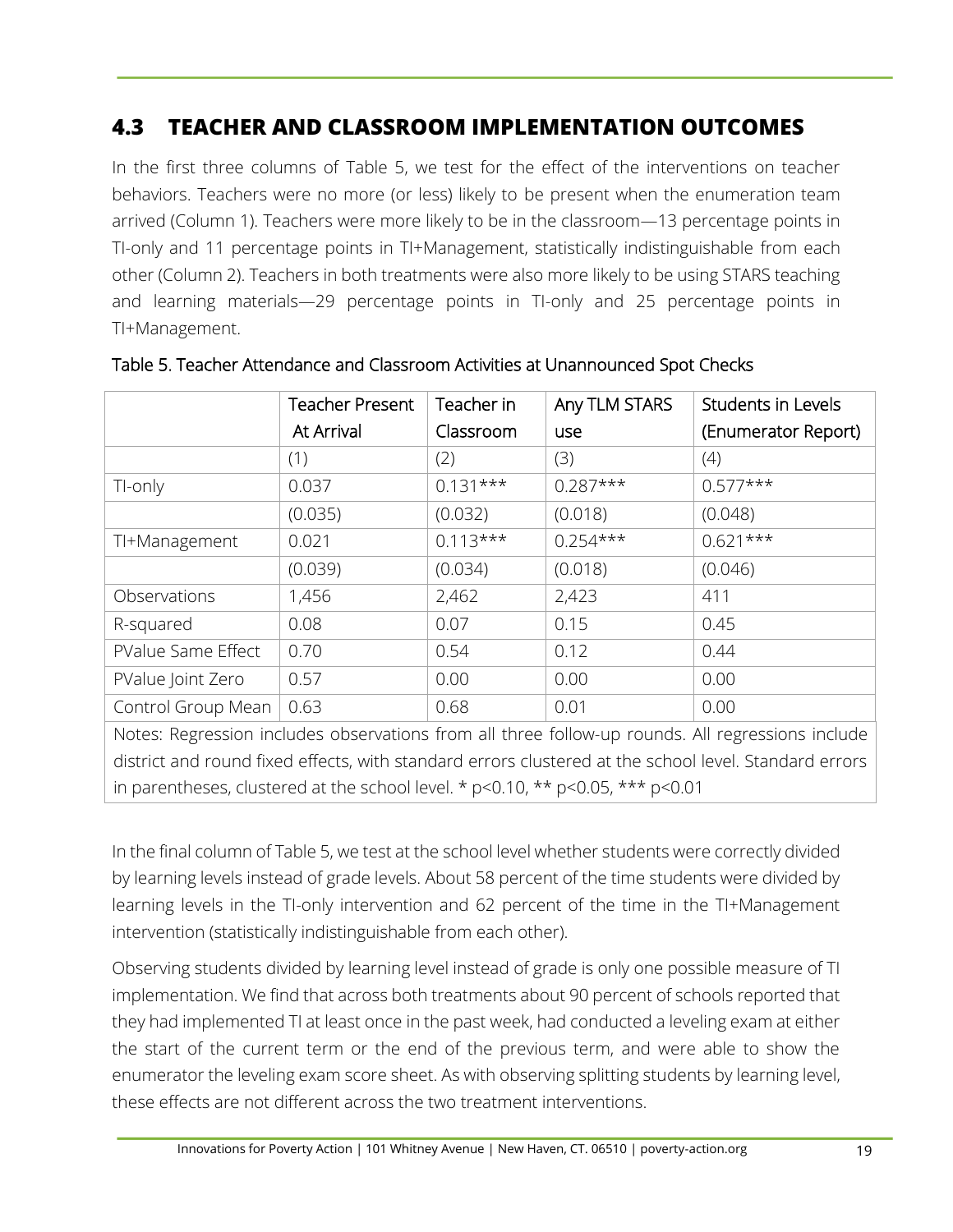## 4.3 TEACHER AND CLASSROOM IMPLEMENTATION OUTCOMES

In the first three columns of Table 5, we test for the effect of the interventions on teacher behaviors. Teachers were no more (or less) likely to be present when the enumeration team arrived (Column 1). Teachers were more likely to be in the classroom—13 percentage points in TI-only and 11 percentage points in TI+Management, statistically indistinguishable from each other (Column 2). Teachers in both treatments were also more likely to be using STARS teaching and learning materials—29 percentage points in TI-only and 25 percentage points in TI+Management.

Table 5. Teacher Attendance and Classroom Activities at Unannounced Spot Checks

| | Teacher Present At Arrival | Teacher in Classroom | Any TLM STARS use | Students in Levels (Enumerator Report) |
|---|---|---|---|---|
| | (1) | (2) | (3) | (4) |
| TI-only | 0.037 | 0.131*** | 0.287*** | 0.577*** |
| | (0.035) | (0.032) | (0.018) | (0.048) |
| TI+Management | 0.021 | 0.113*** | 0.254*** | 0.621*** |
| | (0.039) | (0.034) | (0.018) | (0.046) |
| Observations | 1,456 | 2,462 | 2,423 | 411 |
| R-squared | 0.08 | 0.07 | 0.15 | 0.45 |
| PValue Same Effect | 0.70 | 0.54 | 0.12 | 0.44 |
| PValue Joint Zero | 0.57 | 0.00 | 0.00 | 0.00 |
| Control Group Mean | 0.63 | 0.68 | 0.01 | 0.00 |

Notes: Regression includes observations from all three follow-up rounds. All regressions include district and round fixed effects, with standard errors clustered at the school level. Standard errors in parentheses, clustered at the school level. * $p<0.10$, ** $p<0.05$, *** $p<0.01$

In the final column of Table 5, we test at the school level whether students were correctly divided by learning levels instead of grade levels. About 58 percent of the time students were divided by learning levels in the TI-only intervention and 62 percent of the time in the TI+Management intervention (statistically indistinguishable from each other).

Observing students divided by learning level instead of grade is only one possible measure of TI implementation. We find that across both treatments about 90 percent of schools reported that they had implemented TI at least once in the past week, had conducted a leveling exam at either the start of the current term or the end of the previous term, and were able to show the enumerator the leveling exam score sheet. As with observing splitting students by learning level, these effects are not different across the two treatment interventions.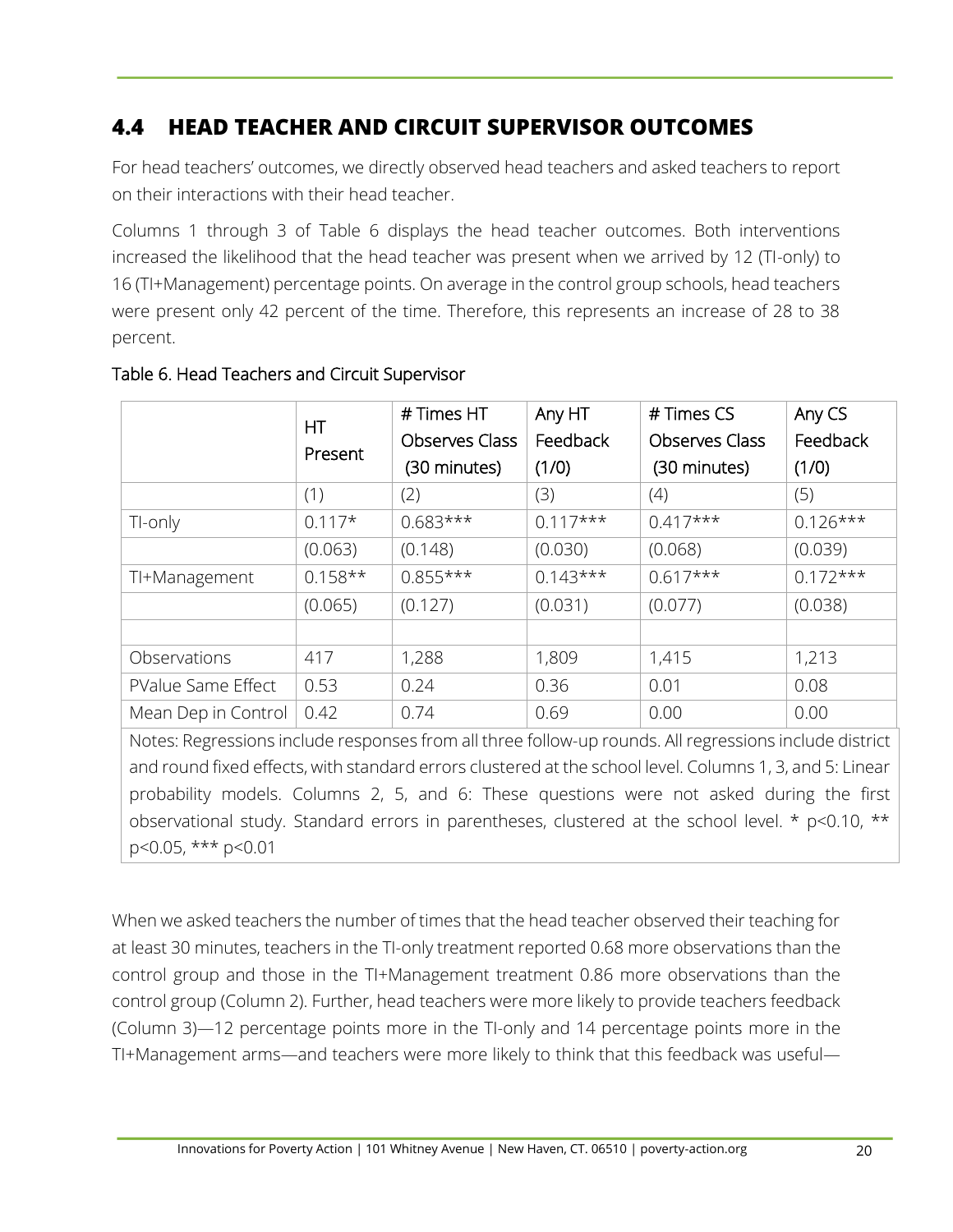## 4.4 HEAD TEACHER AND CIRCUIT SUPERVISOR OUTCOMES

For head teachers' outcomes, we directly observed head teachers and asked teachers to report on their interactions with their head teacher.

Columns 1 through 3 of Table 6 displays the head teacher outcomes. Both interventions increased the likelihood that the head teacher was present when we arrived by 12 (TI-only) to 16 (TI+Management) percentage points. On average in the control group schools, head teachers were present only 42 percent of the time. Therefore, this represents an increase of 28 to 38 percent.

Table 6. Head Teachers and Circuit Supervisor

| | HT Present | # Times HT Observes Class (30 minutes) | Any HT Feedback (1/0) | # Times CS Observes Class (30 minutes) | Any CS Feedback (1/0) |
|---|---|---|---|---|---|
| | (1) | (2) | (3) | (4) | (5) |
| TI-only | 0.117* | 0.683*** | 0.117*** | 0.417*** | 0.126*** |
| | (0.063) | (0.148) | (0.030) | (0.068) | (0.039) |
| TI+Management | 0.158** | 0.855*** | 0.143*** | 0.617*** | 0.172*** |
| | (0.065) | (0.127) | (0.031) | (0.077) | (0.038) |
| | | | | | |
| Observations | 417 | 1,288 | 1,809 | 1,415 | 1,213 |
| PValue Same Effect | 0.53 | 0.24 | 0.36 | 0.01 | 0.08 |
| Mean Dep in Control | 0.42 | 0.74 | 0.69 | 0.00 | 0.00 |

Notes: Regressions include responses from all three follow-up rounds. All regressions include district and round fixed effects, with standard errors clustered at the school level. Columns 1, 3, and 5: Linear probability models. Columns 2, 5, and 6: These questions were not asked during the first observational study. Standard errors in parentheses, clustered at the school level. * $p<0.10$, ** $p<0.05$, *** $p<0.01$

When we asked teachers the number of times that the head teacher observed their teaching for at least 30 minutes, teachers in the TI-only treatment reported 0.68 more observations than the control group and those in the TI+Management treatment 0.86 more observations than the control group (Column 2). Further, head teachers were more likely to provide teachers feedback (Column 3)—12 percentage points more in the TI-only and 14 percentage points more in the TI+Management arms—and teachers were more likely to think that this feedback was useful—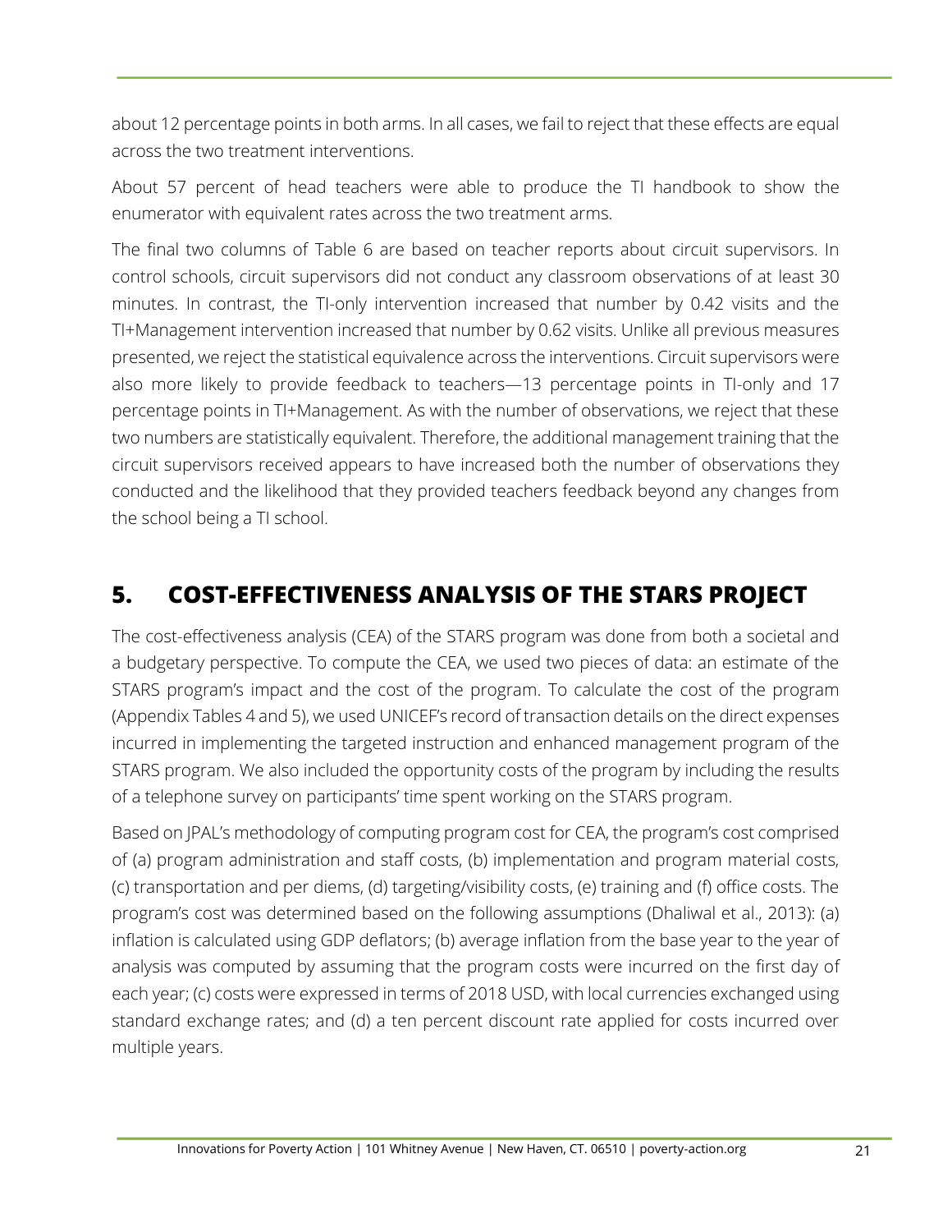about 12 percentage points in both arms. In all cases, we fail to reject that these effects are equal across the two treatment interventions.

About 57 percent of head teachers were able to produce the TI handbook to show the enumerator with equivalent rates across the two treatment arms.

The final two columns of Table 6 are based on teacher reports about circuit supervisors. In control schools, circuit supervisors did not conduct any classroom observations of at least 30 minutes. In contrast, the TI-only intervention increased that number by 0.42 visits and the TI+Management intervention increased that number by 0.62 visits. Unlike all previous measures presented, we reject the statistical equivalence across the interventions. Circuit supervisors were also more likely to provide feedback to teachers—13 percentage points in TI-only and 17 percentage points in TI+Management. As with the number of observations, we reject that these two numbers are statistically equivalent. Therefore, the additional management training that the circuit supervisors received appears to have increased both the number of observations they conducted and the likelihood that they provided teachers feedback beyond any changes from the school being a TI school.

# 5. COST-EFFECTIVENESS ANALYSIS OF THE STARS PROJECT

The cost-effectiveness analysis (CEA) of the STARS program was done from both a societal and a budgetary perspective. To compute the CEA, we used two pieces of data: an estimate of the STARS program's impact and the cost of the program. To calculate the cost of the program (Appendix Tables 4 and 5), we used UNICEF's record of transaction details on the direct expenses incurred in implementing the targeted instruction and enhanced management program of the STARS program. We also included the opportunity costs of the program by including the results of a telephone survey on participants' time spent working on the STARS program.

Based on JPAL's methodology of computing program cost for CEA, the program's cost comprised of (a) program administration and staff costs, (b) implementation and program material costs, (c) transportation and per diems, (d) targeting/visibility costs, (e) training and (f) office costs. The program's cost was determined based on the following assumptions (Dhaliwal et al., 2013): (a) inflation is calculated using GDP deflators; (b) average inflation from the base year to the year of analysis was computed by assuming that the program costs were incurred on the first day of each year; (c) costs were expressed in terms of 2018 USD, with local currencies exchanged using standard exchange rates; and (d) a ten percent discount rate applied for costs incurred over multiple years.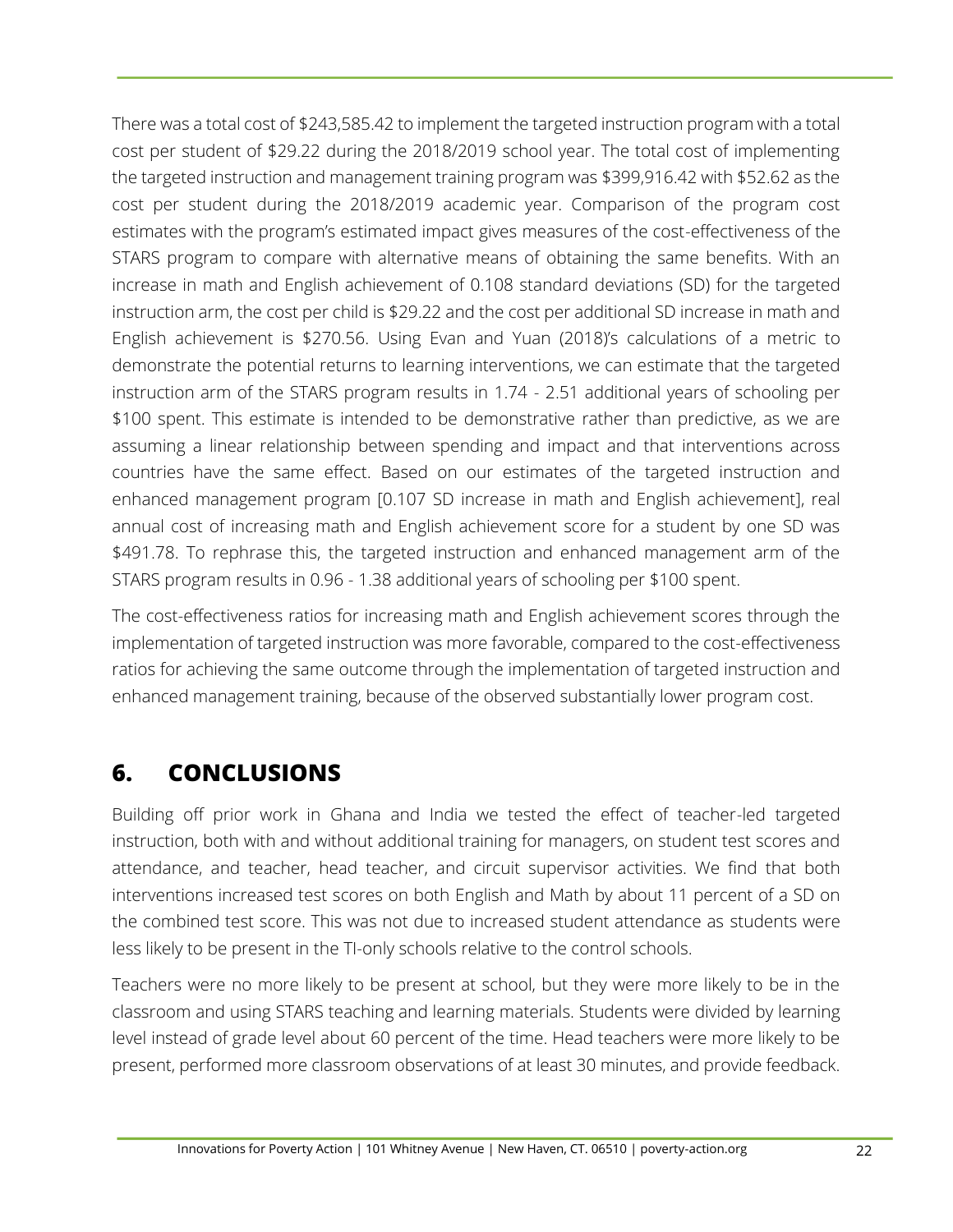There was a total cost of $243,585.42 to implement the targeted instruction program with a total cost per student of $29.22 during the 2018/2019 school year. The total cost of implementing the targeted instruction and management training program was $399,916.42 with $52.62 as the cost per student during the 2018/2019 academic year. Comparison of the program cost estimates with the program's estimated impact gives measures of the cost-effectiveness of the STARS program to compare with alternative means of obtaining the same benefits. With an increase in math and English achievement of 0.108 standard deviations (SD) for the targeted instruction arm, the cost per child is $29.22 and the cost per additional SD increase in math and English achievement is $270.56. Using Evan and Yuan (2018)'s calculations of a metric to demonstrate the potential returns to learning interventions, we can estimate that the targeted instruction arm of the STARS program results in 1.74 - 2.51 additional years of schooling per $100 spent. This estimate is intended to be demonstrative rather than predictive, as we are assuming a linear relationship between spending and impact and that interventions across countries have the same effect. Based on our estimates of the targeted instruction and enhanced management program [0.107 SD increase in math and English achievement], real annual cost of increasing math and English achievement score for a student by one SD was $491.78. To rephrase this, the targeted instruction and enhanced management arm of the STARS program results in 0.96 - 1.38 additional years of schooling per $100 spent.

The cost-effectiveness ratios for increasing math and English achievement scores through the implementation of targeted instruction was more favorable, compared to the cost-effectiveness ratios for achieving the same outcome through the implementation of targeted instruction and enhanced management training, because of the observed substantially lower program cost.

## 6. CONCLUSIONS

Building off prior work in Ghana and India we tested the effect of teacher-led targeted instruction, both with and without additional training for managers, on student test scores and attendance, and teacher, head teacher, and circuit supervisor activities. We find that both interventions increased test scores on both English and Math by about 11 percent of a SD on the combined test score. This was not due to increased student attendance as students were less likely to be present in the TI-only schools relative to the control schools.

Teachers were no more likely to be present at school, but they were more likely to be in the classroom and using STARS teaching and learning materials. Students were divided by learning level instead of grade level about 60 percent of the time. Head teachers were more likely to be present, performed more classroom observations of at least 30 minutes, and provide feedback.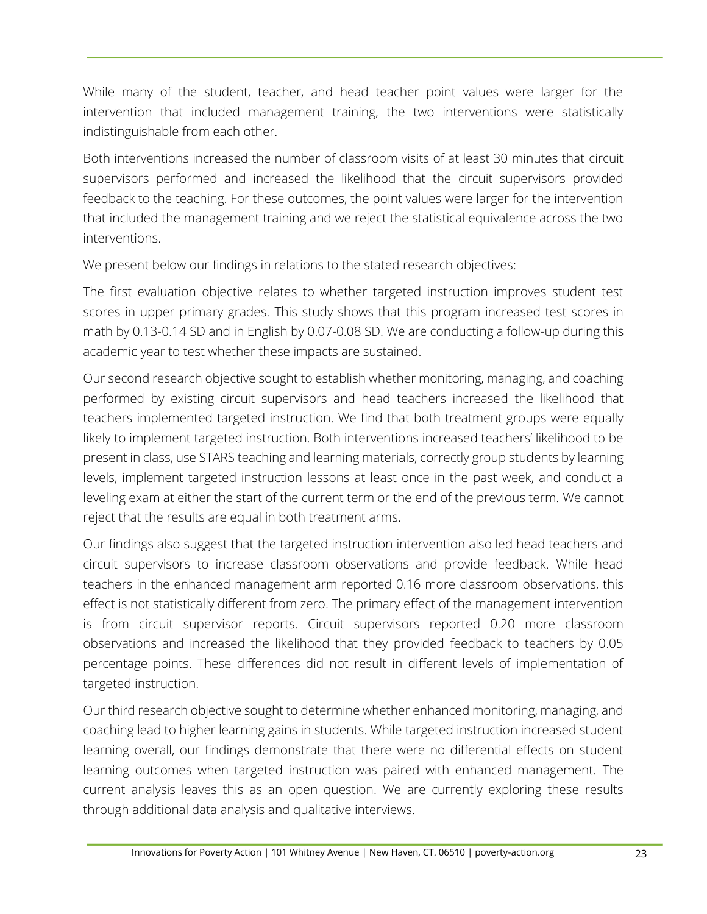While many of the student, teacher, and head teacher point values were larger for the intervention that included management training, the two interventions were statistically indistinguishable from each other.

Both interventions increased the number of classroom visits of at least 30 minutes that circuit supervisors performed and increased the likelihood that the circuit supervisors provided feedback to the teaching. For these outcomes, the point values were larger for the intervention that included the management training and we reject the statistical equivalence across the two interventions.

We present below our findings in relations to the stated research objectives:

The first evaluation objective relates to whether targeted instruction improves student test scores in upper primary grades. This study shows that this program increased test scores in math by 0.13-0.14 SD and in English by 0.07-0.08 SD. We are conducting a follow-up during this academic year to test whether these impacts are sustained.

Our second research objective sought to establish whether monitoring, managing, and coaching performed by existing circuit supervisors and head teachers increased the likelihood that teachers implemented targeted instruction. We find that both treatment groups were equally likely to implement targeted instruction. Both interventions increased teachers' likelihood to be present in class, use STARS teaching and learning materials, correctly group students by learning levels, implement targeted instruction lessons at least once in the past week, and conduct a leveling exam at either the start of the current term or the end of the previous term. We cannot reject that the results are equal in both treatment arms.

Our findings also suggest that the targeted instruction intervention also led head teachers and circuit supervisors to increase classroom observations and provide feedback. While head teachers in the enhanced management arm reported 0.16 more classroom observations, this effect is not statistically different from zero. The primary effect of the management intervention is from circuit supervisor reports. Circuit supervisors reported 0.20 more classroom observations and increased the likelihood that they provided feedback to teachers by 0.05 percentage points. These differences did not result in different levels of implementation of targeted instruction.

Our third research objective sought to determine whether enhanced monitoring, managing, and coaching lead to higher learning gains in students. While targeted instruction increased student learning overall, our findings demonstrate that there were no differential effects on student learning outcomes when targeted instruction was paired with enhanced management. The current analysis leaves this as an open question. We are currently exploring these results through additional data analysis and qualitative interviews.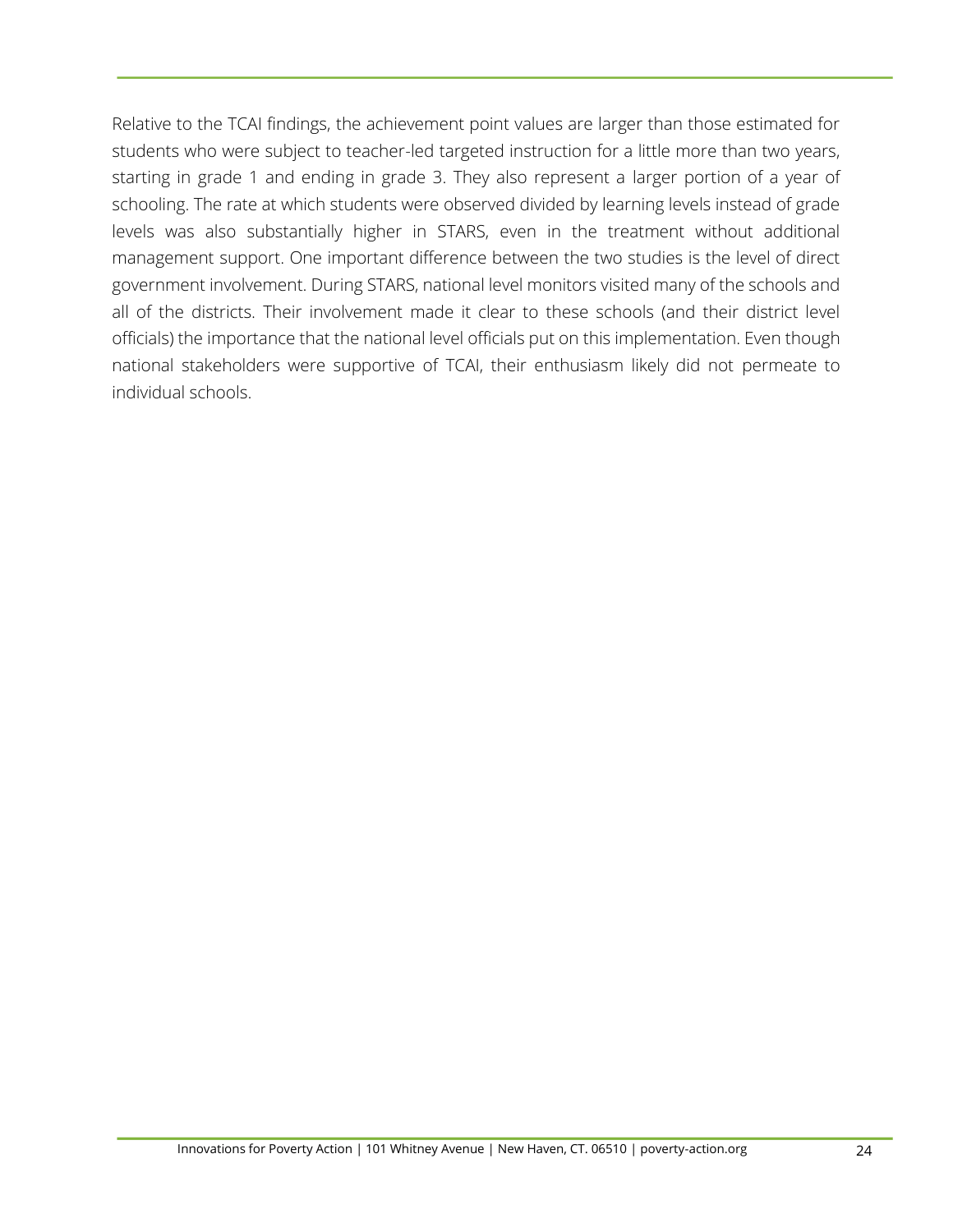Relative to the TCAI findings, the achievement point values are larger than those estimated for students who were subject to teacher-led targeted instruction for a little more than two years, starting in grade 1 and ending in grade 3. They also represent a larger portion of a year of schooling. The rate at which students were observed divided by learning levels instead of grade levels was also substantially higher in STARS, even in the treatment without additional management support. One important difference between the two studies is the level of direct government involvement. During STARS, national level monitors visited many of the schools and all of the districts. Their involvement made it clear to these schools (and their district level officials) the importance that the national level officials put on this implementation. Even though national stakeholders were supportive of TCAI, their enthusiasm likely did not permeate to individual schools.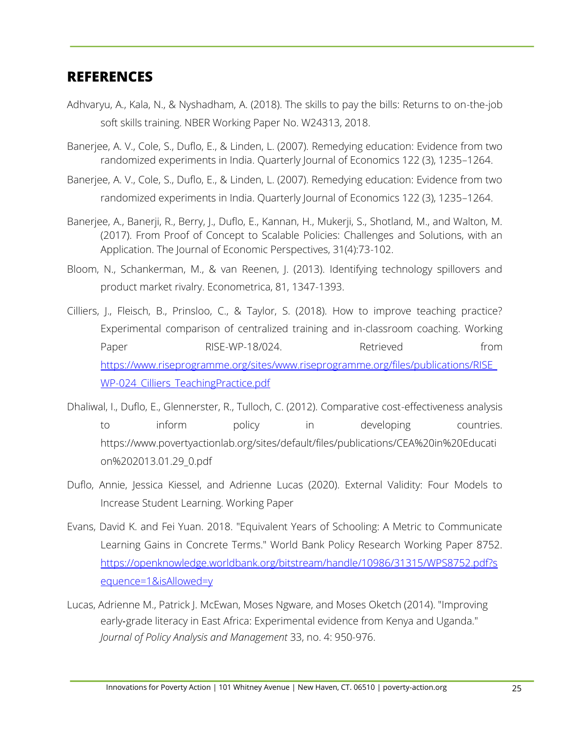## REFERENCES

Adhvaryu, A., Kala, N., & Nyshadham, A. (2018). The skills to pay the bills: Returns to on-the-job soft skills training. NBER Working Paper No. W24313, 2018.

Banerjee, A. V., Cole, S., Duflo, E., & Linden, L. (2007). Remedying education: Evidence from two randomized experiments in India. Quarterly Journal of Economics 122 (3), 1235–1264.

Banerjee, A. V., Cole, S., Duflo, E., & Linden, L. (2007). Remedying education: Evidence from two randomized experiments in India. Quarterly Journal of Economics 122 (3), 1235–1264.

Banerjee, A., Banerji, R., Berry, J., Duflo, E., Kannan, H., Mukerji, S., Shotland, M., and Walton, M. (2017). From Proof of Concept to Scalable Policies: Challenges and Solutions, with an Application. The Journal of Economic Perspectives, 31(4):73-102.

Bloom, N., Schankerman, M., & van Reenen, J. (2013). Identifying technology spillovers and product market rivalry. Econometrica, 81, 1347-1393.

Cilliers, J., Fleisch, B., Prinsloo, C., & Taylor, S. (2018). How to improve teaching practice? Experimental comparison of centralized training and in-classroom coaching. Working Paper RISE-WP-18/024. Retrieved from [https://www.riseprogramme.org/sites/www.riseprogramme.org/files/publications/RISE_WP-024_Cilliers_TeachingPractice.pdf](https://www.riseprogramme.org/sites/www.riseprogramme.org/files/publications/RISE_WP-024_Cilliers_TeachingPractice.pdf)

Dhaliwal, I., Duflo, E., Glennerster, R., Tulloch, C. (2012). Comparative cost-effectiveness analysis to inform policy in developing countries. https://www.povertyactionlab.org/sites/default/files/publications/CEA%20in%20Education%202013.01.29_0.pdf

Duflo, Annie, Jessica Kiessel, and Adrienne Lucas (2020). External Validity: Four Models to Increase Student Learning. Working Paper

Evans, David K. and Fei Yuan. 2018. "Equivalent Years of Schooling: A Metric to Communicate Learning Gains in Concrete Terms." World Bank Policy Research Working Paper 8752. [https://openknowledge.worldbank.org/bitstream/handle/10986/31315/WPS8752.pdf?sequence=1&isAllowed=y](https://openknowledge.worldbank.org/bitstream/handle/10986/31315/WPS8752.pdf?sequence=1&isAllowed=y)

Lucas, Adrienne M., Patrick J. McEwan, Moses Ngware, and Moses Oketch (2014). "Improving early-grade literacy in East Africa: Experimental evidence from Kenya and Uganda." *Journal of Policy Analysis and Management* 33, no. 4: 950-976.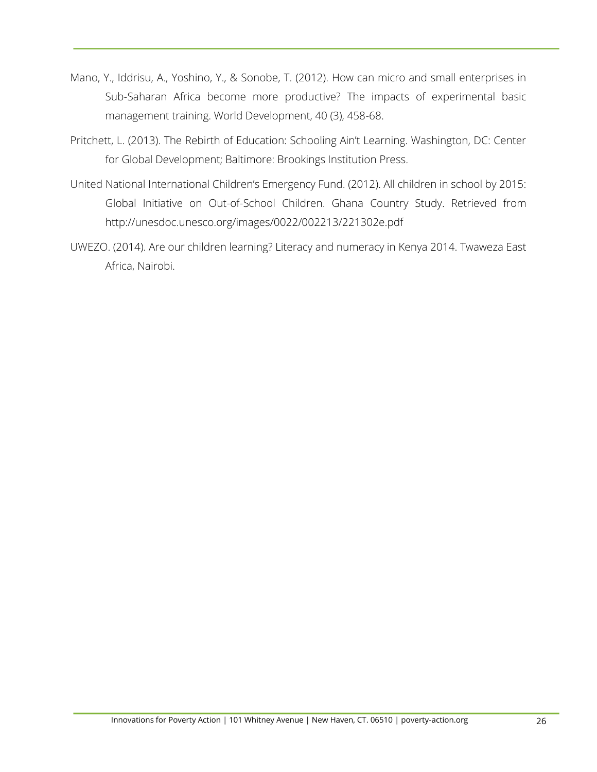Mano, Y., Iddrisu, A., Yoshino, Y., & Sonobe, T. (2012). How can micro and small enterprises in Sub-Saharan Africa become more productive? The impacts of experimental basic management training. World Development, 40 (3), 458-68.

Pritchett, L. (2013). The Rebirth of Education: Schooling Ain't Learning. Washington, DC: Center for Global Development; Baltimore: Brookings Institution Press.

United National International Children's Emergency Fund. (2012). All children in school by 2015: Global Initiative on Out-of-School Children. Ghana Country Study. Retrieved from http://unesdoc.unesco.org/images/0022/002213/221302e.pdf

UWEZO. (2014). Are our children learning? Literacy and numeracy in Kenya 2014. Twaweza East Africa, Nairobi.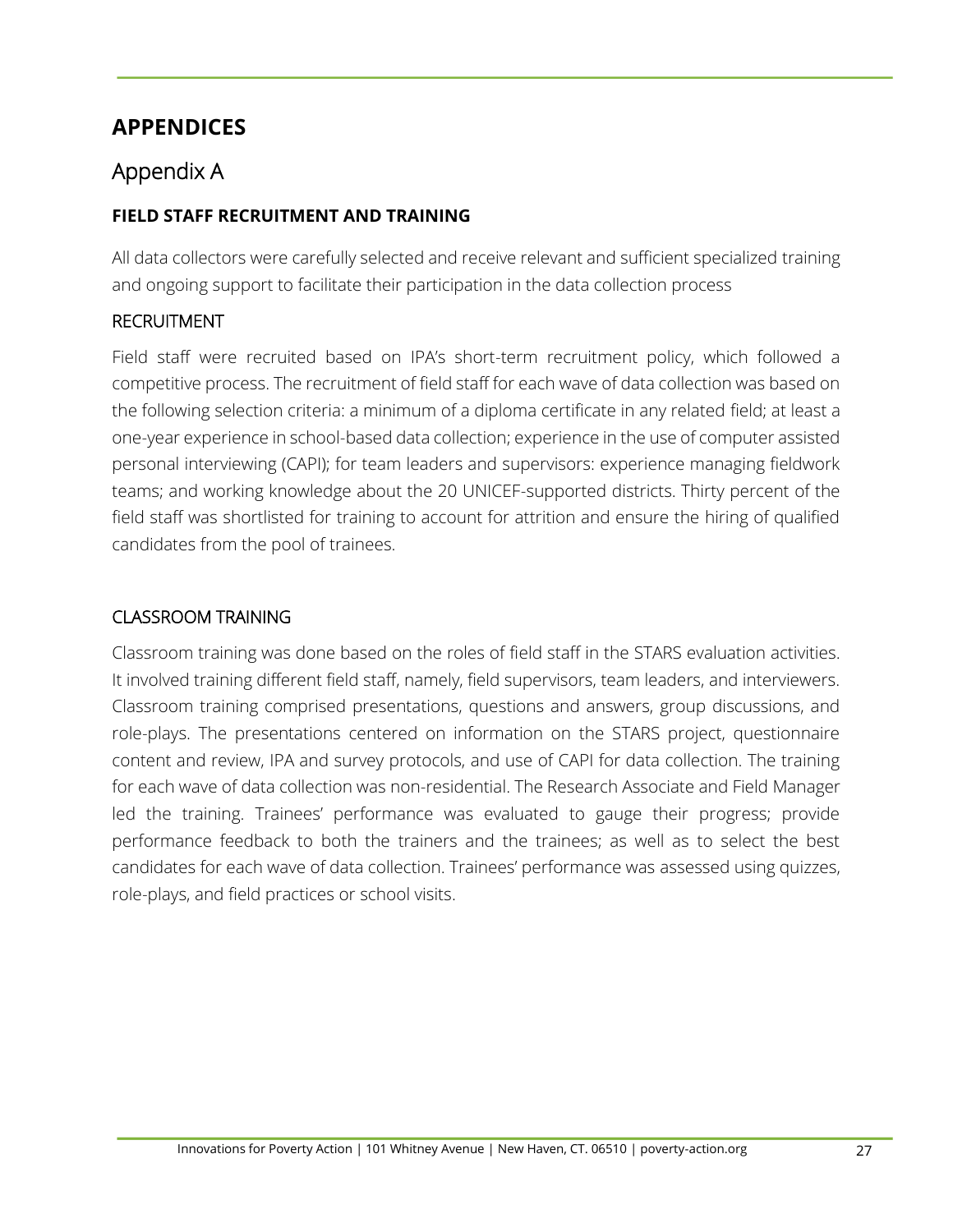# APPENDICES

## Appendix A

### FIELD STAFF RECRUITMENT AND TRAINING

All data collectors were carefully selected and receive relevant and sufficient specialized training and ongoing support to facilitate their participation in the data collection process

#### RECRUITMENT

Field staff were recruited based on IPA's short-term recruitment policy, which followed a competitive process. The recruitment of field staff for each wave of data collection was based on the following selection criteria: a minimum of a diploma certificate in any related field; at least a one-year experience in school-based data collection; experience in the use of computer assisted personal interviewing (CAPI); for team leaders and supervisors: experience managing fieldwork teams; and working knowledge about the 20 UNICEF-supported districts. Thirty percent of the field staff was shortlisted for training to account for attrition and ensure the hiring of qualified candidates from the pool of trainees.

#### CLASSROOM TRAINING

Classroom training was done based on the roles of field staff in the STARS evaluation activities. It involved training different field staff, namely, field supervisors, team leaders, and interviewers. Classroom training comprised presentations, questions and answers, group discussions, and role-plays. The presentations centered on information on the STARS project, questionnaire content and review, IPA and survey protocols, and use of CAPI for data collection. The training for each wave of data collection was non-residential. The Research Associate and Field Manager led the training. Trainees' performance was evaluated to gauge their progress; provide performance feedback to both the trainers and the trainees; as well as to select the best candidates for each wave of data collection. Trainees' performance was assessed using quizzes, role-plays, and field practices or school visits.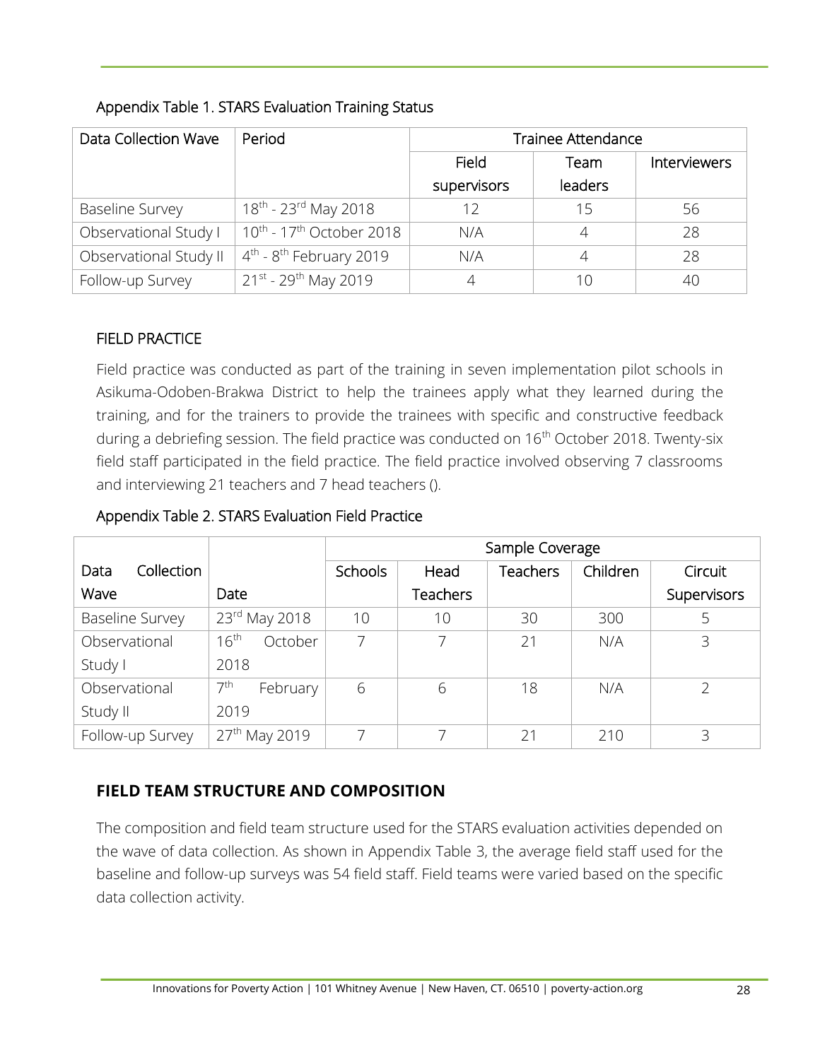Appendix Table 1. STARS Evaluation Training Status

| Data Collection Wave | Period | Trainee Attendance | | |
|---|---|---|---|---|
| | | Field supervisors | Team leaders | Interviewers |
| Baseline Survey | 18th - 23rd May 2018 | 12 | 15 | 56 |
| Observational Study I | 10th - 17th October 2018 | N/A | 4 | 28 |
| Observational Study II | 4th - 8th February 2019 | N/A | 4 | 28 |
| Follow-up Survey | 21st - 29th May 2019 | 4 | 10 | 40 |

## FIELD PRACTICE

Field practice was conducted as part of the training in seven implementation pilot schools in Asikuma-Odoben-Brakwa District to help the trainees apply what they learned during the training, and for the trainers to provide the trainees with specific and constructive feedback during a debriefing session. The field practice was conducted on 16th October 2018. Twenty-six field staff participated in the field practice. The field practice involved observing 7 classrooms and interviewing 21 teachers and 7 head teachers ().

Appendix Table 2. STARS Evaluation Field Practice

| Data Collection Wave | Date | Sample Coverage | | | | |
|---|---|---|---|---|---|---|
| | | Schools | Head Teachers | Teachers | Children | Circuit Supervisors |
| Baseline Survey | 23rd May 2018 | 10 | 10 | 30 | 300 | 5 |
| Observational Study I | 16th October 2018 | 7 | 7 | 21 | N/A | 3 |
| Observational Study II | 7th February 2019 | 6 | 6 | 18 | N/A | 2 |
| Follow-up Survey | 27th May 2019 | 7 | 7 | 21 | 210 | 3 |

## FIELD TEAM STRUCTURE AND COMPOSITION

The composition and field team structure used for the STARS evaluation activities depended on the wave of data collection. As shown in Appendix Table 3, the average field staff used for the baseline and follow-up surveys was 54 field staff. Field teams were varied based on the specific data collection activity.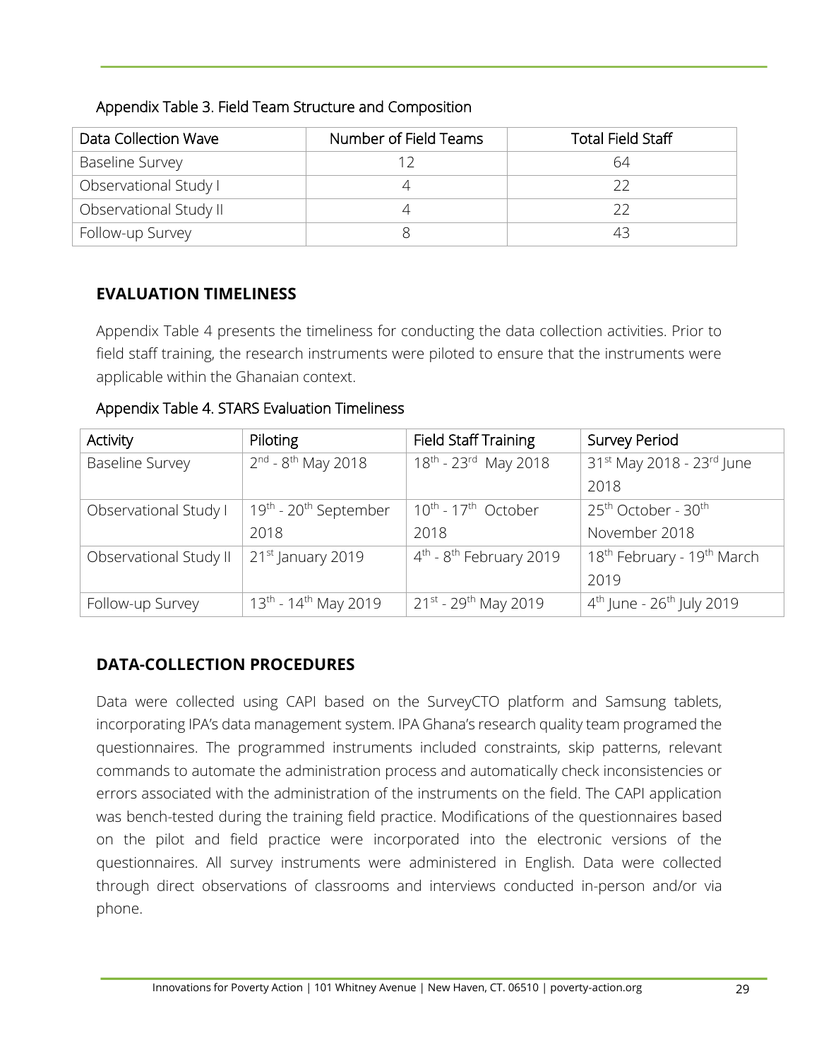Appendix Table 3. Field Team Structure and Composition

| Data Collection Wave | Number of Field Teams | Total Field Staff |
|---|---|---|
| Baseline Survey | 12 | 64 |
| Observational Study I | 4 | 22 |
| Observational Study II | 4 | 22 |
| Follow-up Survey | 8 | 43 |

## EVALUATION TIMELINESS

Appendix Table 4 presents the timeliness for conducting the data collection activities. Prior to field staff training, the research instruments were piloted to ensure that the instruments were applicable within the Ghanaian context.

Appendix Table 4. STARS Evaluation Timeliness

| Activity | Piloting | Field Staff Training | Survey Period |
|---|---|---|---|
| Baseline Survey | 2nd - 8th May 2018 | 18th - 23rd May 2018 | 31st May 2018 - 23rd June 2018 |
| Observational Study I | 19th - 20th September 2018 | 10th - 17th October 2018 | 25th October - 30th November 2018 |
| Observational Study II | 21st January 2019 | 4th - 8th February 2019 | 18th February - 19th March 2019 |
| Follow-up Survey | 13th - 14th May 2019 | 21st - 29th May 2019 | 4th June - 26th July 2019 |

## DATA-COLLECTION PROCEDURES

Data were collected using CAPI based on the SurveyCTO platform and Samsung tablets, incorporating IPA's data management system. IPA Ghana's research quality team programed the questionnaires. The programmed instruments included constraints, skip patterns, relevant commands to automate the administration process and automatically check inconsistencies or errors associated with the administration of the instruments on the field. The CAPI application was bench-tested during the training field practice. Modifications of the questionnaires based on the pilot and field practice were incorporated into the electronic versions of the questionnaires. All survey instruments were administered in English. Data were collected through direct observations of classrooms and interviews conducted in-person and/or via phone.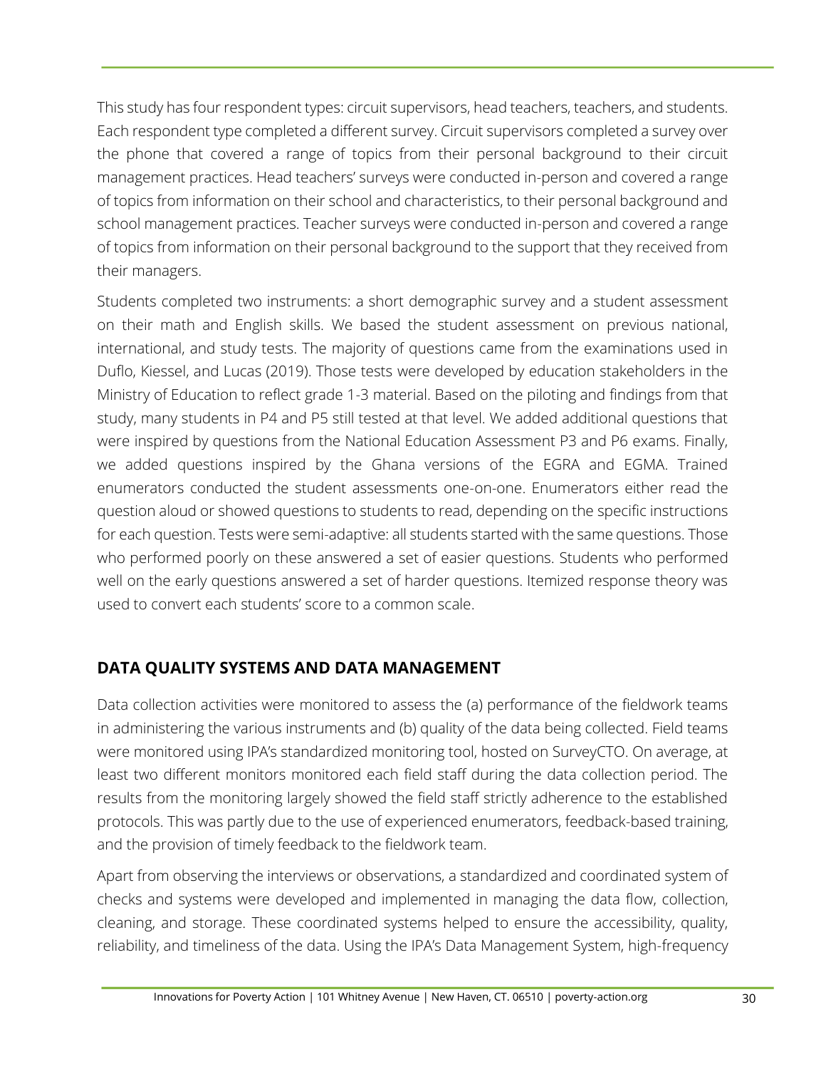This study has four respondent types: circuit supervisors, head teachers, teachers, and students. Each respondent type completed a different survey. Circuit supervisors completed a survey over the phone that covered a range of topics from their personal background to their circuit management practices. Head teachers' surveys were conducted in-person and covered a range of topics from information on their school and characteristics, to their personal background and school management practices. Teacher surveys were conducted in-person and covered a range of topics from information on their personal background to the support that they received from their managers.

Students completed two instruments: a short demographic survey and a student assessment on their math and English skills. We based the student assessment on previous national, international, and study tests. The majority of questions came from the examinations used in Duflo, Kiessel, and Lucas (2019). Those tests were developed by education stakeholders in the Ministry of Education to reflect grade 1-3 material. Based on the piloting and findings from that study, many students in P4 and P5 still tested at that level. We added additional questions that were inspired by questions from the National Education Assessment P3 and P6 exams. Finally, we added questions inspired by the Ghana versions of the EGRA and EGMA. Trained enumerators conducted the student assessments one-on-one. Enumerators either read the question aloud or showed questions to students to read, depending on the specific instructions for each question. Tests were semi-adaptive: all students started with the same questions. Those who performed poorly on these answered a set of easier questions. Students who performed well on the early questions answered a set of harder questions. Itemized response theory was used to convert each students' score to a common scale.

## DATA QUALITY SYSTEMS AND DATA MANAGEMENT

Data collection activities were monitored to assess the (a) performance of the fieldwork teams in administering the various instruments and (b) quality of the data being collected. Field teams were monitored using IPA's standardized monitoring tool, hosted on SurveyCTO. On average, at least two different monitors monitored each field staff during the data collection period. The results from the monitoring largely showed the field staff strictly adherence to the established protocols. This was partly due to the use of experienced enumerators, feedback-based training, and the provision of timely feedback to the fieldwork team.

Apart from observing the interviews or observations, a standardized and coordinated system of checks and systems were developed and implemented in managing the data flow, collection, cleaning, and storage. These coordinated systems helped to ensure the accessibility, quality, reliability, and timeliness of the data. Using the IPA's Data Management System, high-frequency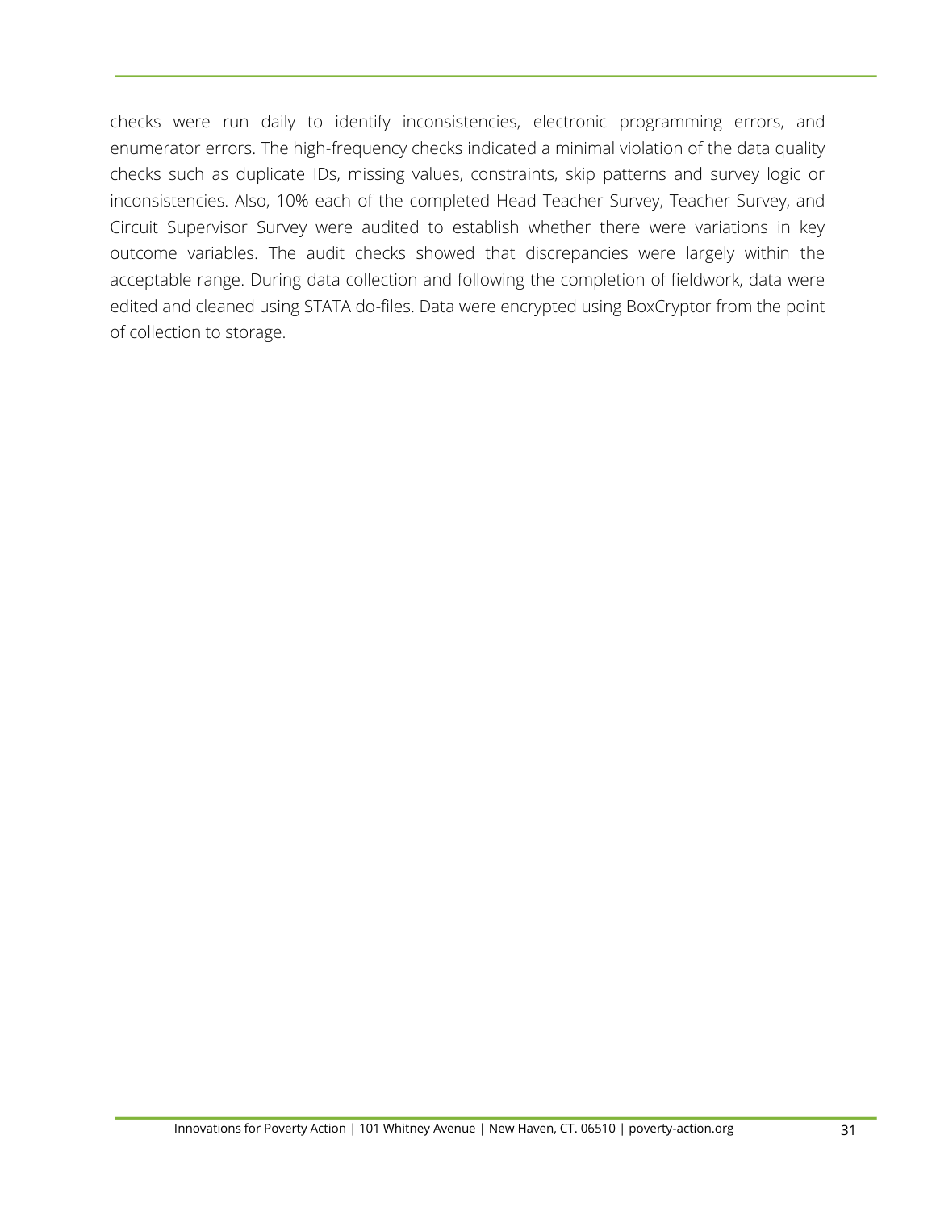checks were run daily to identify inconsistencies, electronic programming errors, and enumerator errors. The high-frequency checks indicated a minimal violation of the data quality checks such as duplicate IDs, missing values, constraints, skip patterns and survey logic or inconsistencies. Also, 10% each of the completed Head Teacher Survey, Teacher Survey, and Circuit Supervisor Survey were audited to establish whether there were variations in key outcome variables. The audit checks showed that discrepancies were largely within the acceptable range. During data collection and following the completion of fieldwork, data were edited and cleaned using STATA do-files. Data were encrypted using BoxCryptor from the point of collection to storage.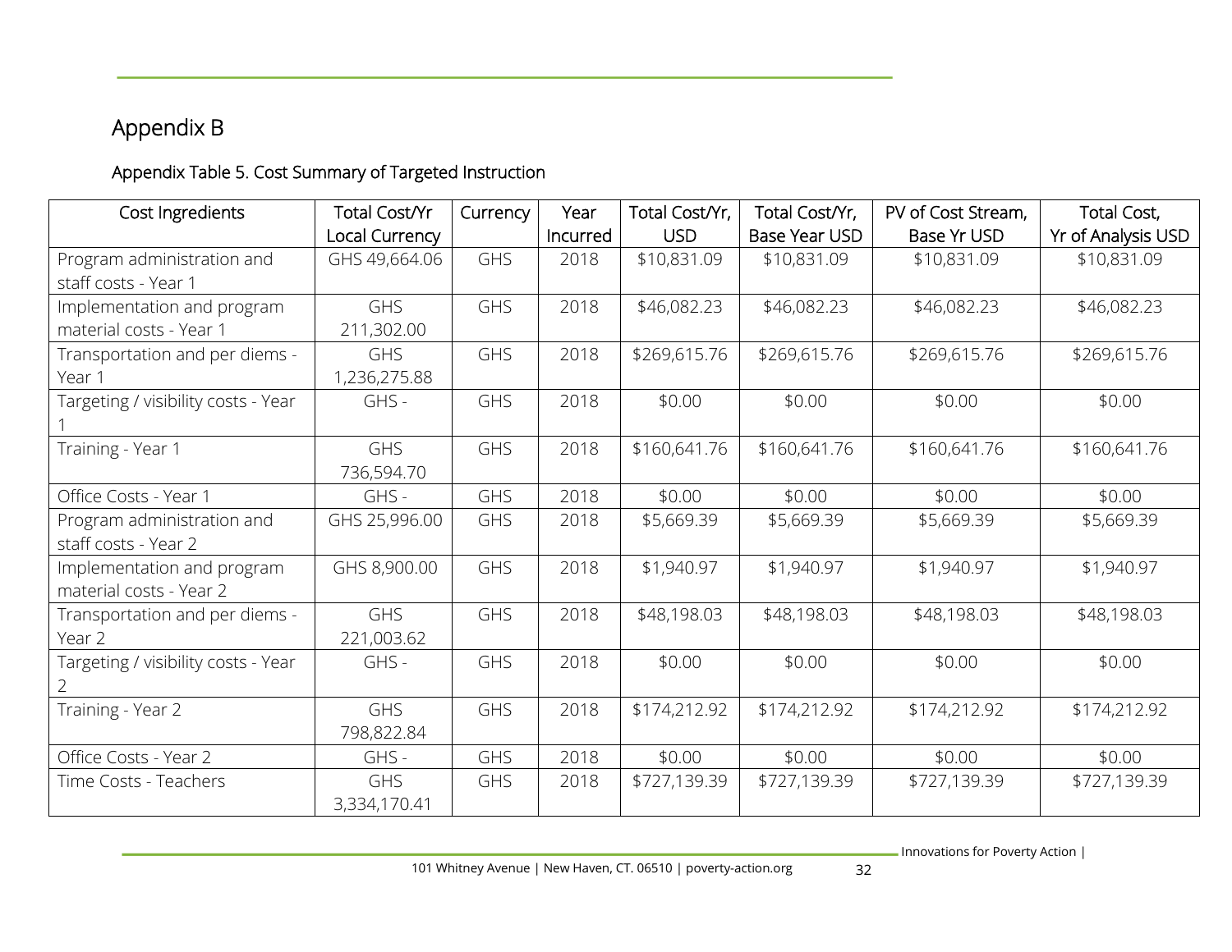# Appendix B

## Appendix Table 5. Cost Summary of Targeted Instruction

| Cost Ingredients | Total Cost/Yr Local Currency | Currency | Year Incurred | Total Cost/Yr, USD | Total Cost/Yr, Base Year USD | PV of Cost Stream, Base Yr USD | Total Cost, Yr of Analysis USD |
|---|---|---|---|---|---|---|---|
| Program administration and staff costs - Year 1 | GHS 49,664.06 | GHS | 2018 | $10,831.09 | $10,831.09 | $10,831.09 | $10,831.09 |
| Implementation and program material costs - Year 1 | GHS 211,302.00 | GHS | 2018 | $46,082.23 | $46,082.23 | $46,082.23 | $46,082.23 |
| Transportation and per diems - Year 1 | GHS 1,236,275.88 | GHS | 2018 | $269,615.76 | $269,615.76 | $269,615.76 | $269,615.76 |
| Targeting / visibility costs - Year 1 | GHS - | GHS | 2018 | $0.00 | $0.00 | $0.00 | $0.00 |
| Training - Year 1 | GHS 736,594.70 | GHS | 2018 | $160,641.76 | $160,641.76 | $160,641.76 | $160,641.76 |
| Office Costs - Year 1 | GHS - | GHS | 2018 | $0.00 | $0.00 | $0.00 | $0.00 |
| Program administration and staff costs - Year 2 | GHS 25,996.00 | GHS | 2018 | $5,669.39 | $5,669.39 | $5,669.39 | $5,669.39 |
| Implementation and program material costs - Year 2 | GHS 8,900.00 | GHS | 2018 | $1,940.97 | $1,940.97 | $1,940.97 | $1,940.97 |
| Transportation and per diems - Year 2 | GHS 221,003.62 | GHS | 2018 | $48,198.03 | $48,198.03 | $48,198.03 | $48,198.03 |
| Targeting / visibility costs - Year 2 | GHS - | GHS | 2018 | $0.00 | $0.00 | $0.00 | $0.00 |
| Training - Year 2 | GHS 798,822.84 | GHS | 2018 | $174,212.92 | $174,212.92 | $174,212.92 | $174,212.92 |
| Office Costs - Year 2 | GHS - | GHS | 2018 | $0.00 | $0.00 | $0.00 | $0.00 |
| Time Costs - Teachers | GHS 3,334,170.41 | GHS | 2018 | $727,139.39 | $727,139.39 | $727,139.39 | $727,139.39 |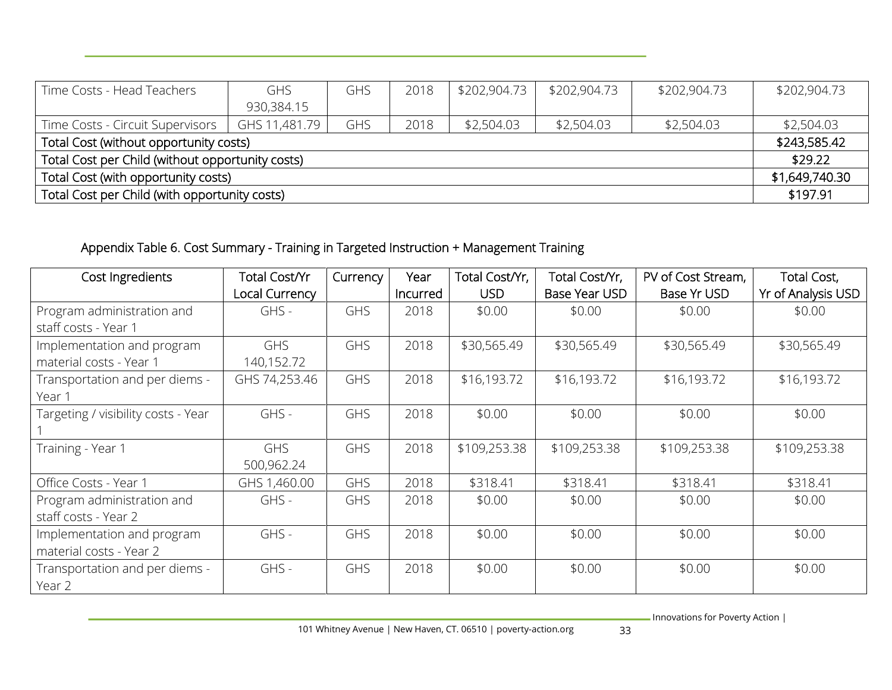| Time Costs - Head Teachers | GHS 930,384.15 | GHS | 2018 | $202,904.73 | $202,904.73 | $202,904.73 | $202,904.73 |
|---|---|---|---|---|---|---|---|
| Time Costs - Circuit Supervisors | GHS 11,481.79 | GHS | 2018 | $2,504.03 | $2,504.03 | $2,504.03 | $2,504.03 |
| Total Cost (without opportunity costs) | | | | | | | $243,585.42 |
| Total Cost per Child (without opportunity costs) | | | | | | | $29.22 |
| Total Cost (with opportunity costs) | | | | | | | $1,649,740.30 |
| Total Cost per Child (with opportunity costs) | | | | | | | $197.91 |

Appendix Table 6. Cost Summary - Training in Targeted Instruction + Management Training

| Cost Ingredients | Total Cost/Yr Local Currency | Currency | Year Incurred | Total Cost/Yr, USD | Total Cost/Yr, Base Year USD | PV of Cost Stream, Base Yr USD | Total Cost, Yr of Analysis USD |
|---|---|---|---|---|---|---|---|
| Program administration and staff costs - Year 1 | GHS - | GHS | 2018 | $0.00 | $0.00 | $0.00 | $0.00 |
| Implementation and program material costs - Year 1 | GHS 140,152.72 | GHS | 2018 | $30,565.49 | $30,565.49 | $30,565.49 | $30,565.49 |
| Transportation and per diems - Year 1 | GHS 74,253.46 | GHS | 2018 | $16,193.72 | $16,193.72 | $16,193.72 | $16,193.72 |
| Targeting / visibility costs - Year 1 | GHS - | GHS | 2018 | $0.00 | $0.00 | $0.00 | $0.00 |
| Training - Year 1 | GHS 500,962.24 | GHS | 2018 | $109,253.38 | $109,253.38 | $109,253.38 | $109,253.38 |
| Office Costs - Year 1 | GHS 1,460.00 | GHS | 2018 | $318.41 | $318.41 | $318.41 | $318.41 |
| Program administration and staff costs - Year 2 | GHS - | GHS | 2018 | $0.00 | $0.00 | $0.00 | $0.00 |
| Implementation and program material costs - Year 2 | GHS - | GHS | 2018 | $0.00 | $0.00 | $0.00 | $0.00 |
| Transportation and per diems - Year 2 | GHS - | GHS | 2018 | $0.00 | $0.00 | $0.00 | $0.00 |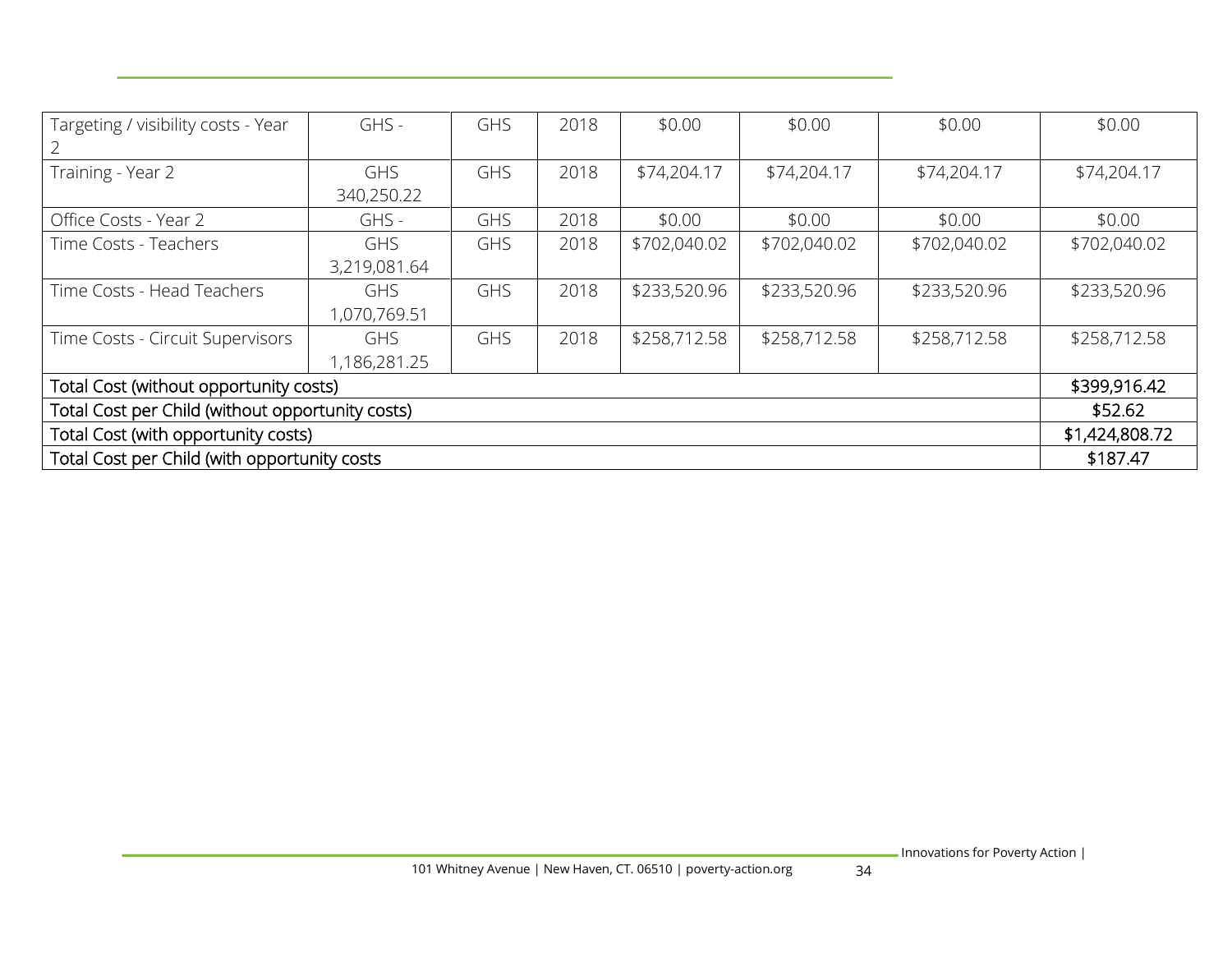| | | | | | | | |
|---|---|---|---|---|---|---|---|
| Targeting / visibility costs - Year 2 | GHS - | GHS | 2018 | $0.00 | $0.00 | $0.00 | $0.00 |
| Training - Year 2 | GHS 340,250.22 | GHS | 2018 | $74,204.17 | $74,204.17 | $74,204.17 | $74,204.17 |
| Office Costs - Year 2 | GHS - | GHS | 2018 | $0.00 | $0.00 | $0.00 | $0.00 |
| Time Costs - Teachers | GHS 3,219,081.64 | GHS | 2018 | $702,040.02 | $702,040.02 | $702,040.02 | $702,040.02 |
| Time Costs - Head Teachers | GHS 1,070,769.51 | GHS | 2018 | $233,520.96 | $233,520.96 | $233,520.96 | $233,520.96 |
| Time Costs - Circuit Supervisors | GHS 1,186,281.25 | GHS | 2018 | $258,712.58 | $258,712.58 | $258,712.58 | $258,712.58 |
| Total Cost (without opportunity costs) | | | | | | | $399,916.42 |
| Total Cost per Child (without opportunity costs) | | | | | | | $52.62 |
| Total Cost (with opportunity costs) | | | | | | | $1,424,808.72 |
| Total Cost per Child (with opportunity costs | | | | | | | $187.47 |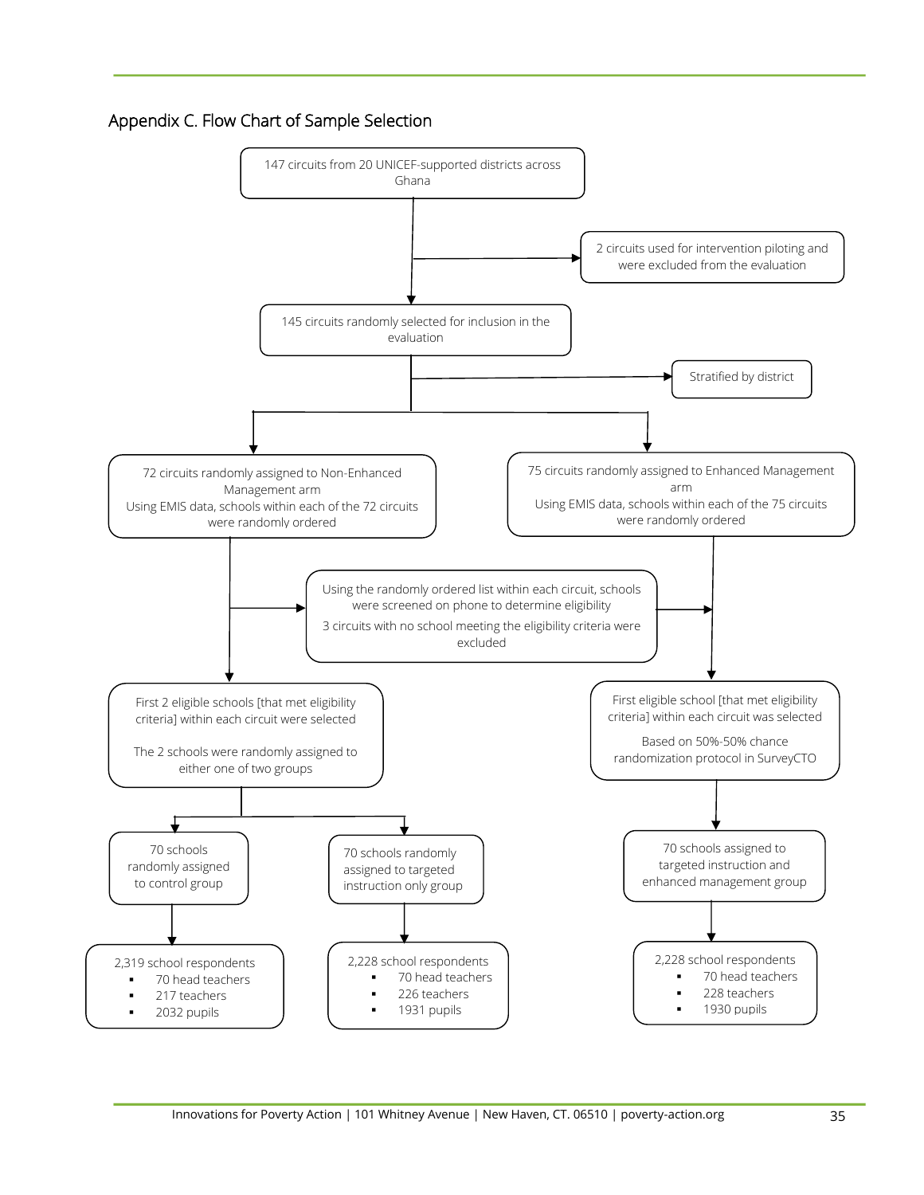## Appendix C. Flow Chart of Sample Selection

147 circuits from 20 UNICEF-supported districts across Ghana

2 circuits used for intervention piloting and were excluded from the evaluation

145 circuits randomly selected for inclusion in the evaluation

Stratified by district

72 circuits randomly assigned to Non-Enhanced Management arm
Using EMIS data, schools within each of the 72 circuits were randomly ordered

75 circuits randomly assigned to Enhanced Management arm
Using EMIS data, schools within each of the 75 circuits were randomly ordered

Using the randomly ordered list within each circuit, schools were screened on phone to determine eligibility
3 circuits with no school meeting the eligibility criteria were excluded

First 2 eligible schools [that met eligibility criteria] within each circuit were selected

The 2 schools were randomly assigned to either one of two groups

First eligible school [that met eligibility criteria] within each circuit was selected

Based on 50%-50% chance randomization protocol in SurveyCTO

70 schools randomly assigned to control group

70 schools randomly assigned to targeted instruction only group

70 schools assigned to targeted instruction and enhanced management group

2,319 school respondents
- 70 head teachers
- 217 teachers
- 2032 pupils

2,228 school respondents
- 70 head teachers
- 226 teachers
- 1931 pupils

2,228 school respondents
- 70 head teachers
- 228 teachers
- 1930 pupils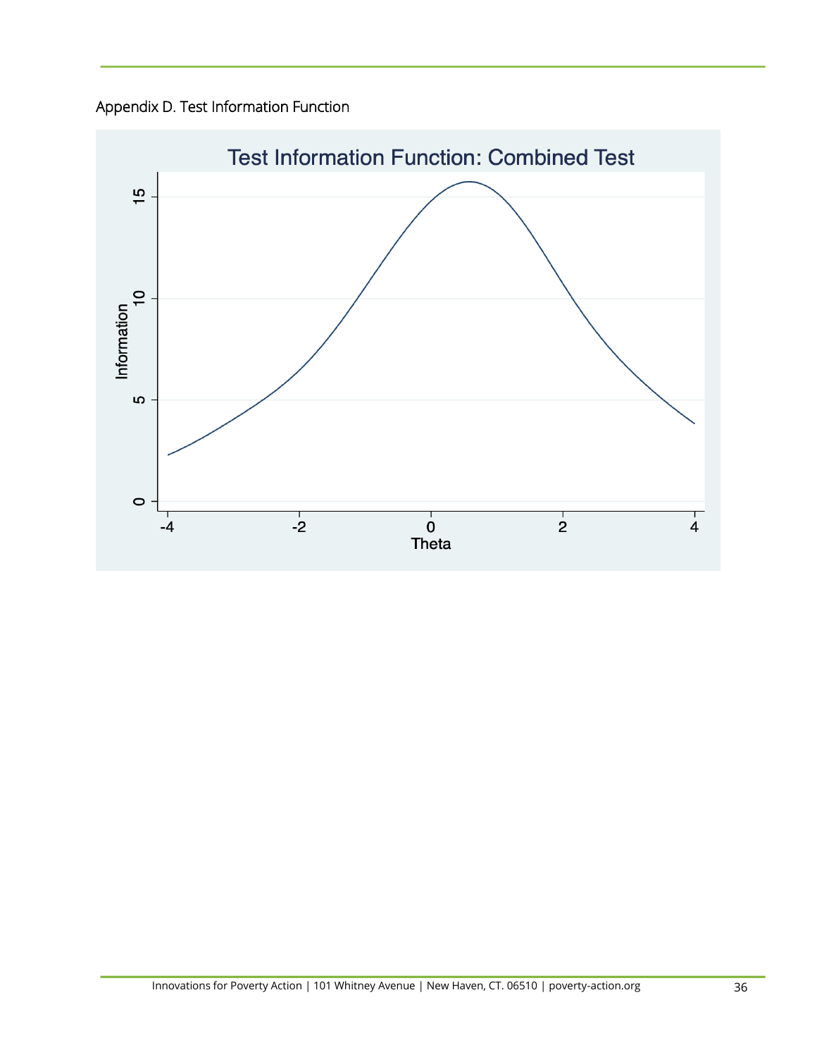Appendix D. Test Information Function

Test Information Function: Combined Test

Information

15

10

5

0

-4

-2

0

2

4

Theta